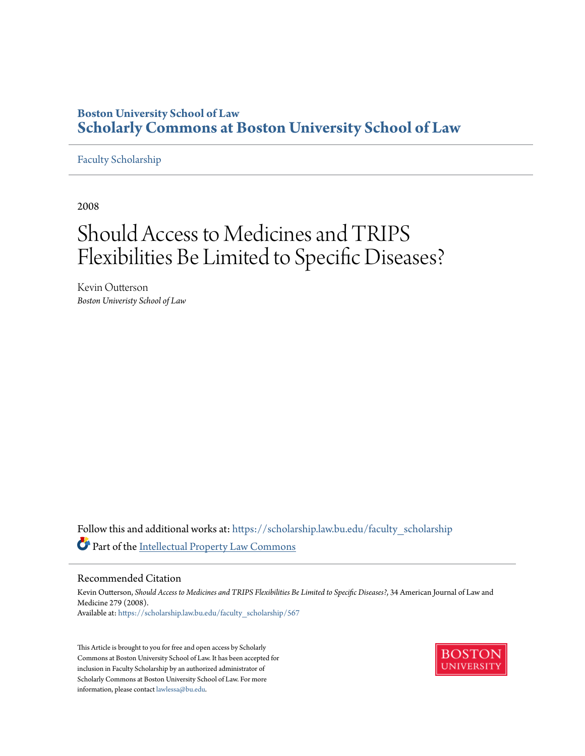Boston University School of Law
**Scholarly Commons at Boston University School of Law**

Faculty Scholarship

2008

# Should Access to Medicines and TRIPS Flexibilities Be Limited to Specific Diseases?

Kevin Outterson
*Boston Univeristy School of Law*

Follow this and additional works at: https://scholarship.law.bu.edu/faculty_scholarship

Part of the Intellectual Property Law Commons

## Recommended Citation

Kevin Outterson, *Should Access to Medicines and TRIPS Flexibilities Be Limited to Specific Diseases?*, 34 American Journal of Law and Medicine 279 (2008).
Available at: https://scholarship.law.bu.edu/faculty_scholarship/567

This Article is brought to you for free and open access by Scholarly Commons at Boston University School of Law. It has been accepted for inclusion in Faculty Scholarship by an authorized administrator of Scholarly Commons at Boston University School of Law. For more information, please contact lawlessa@bu.edu.

BOSTON UNIVERSITY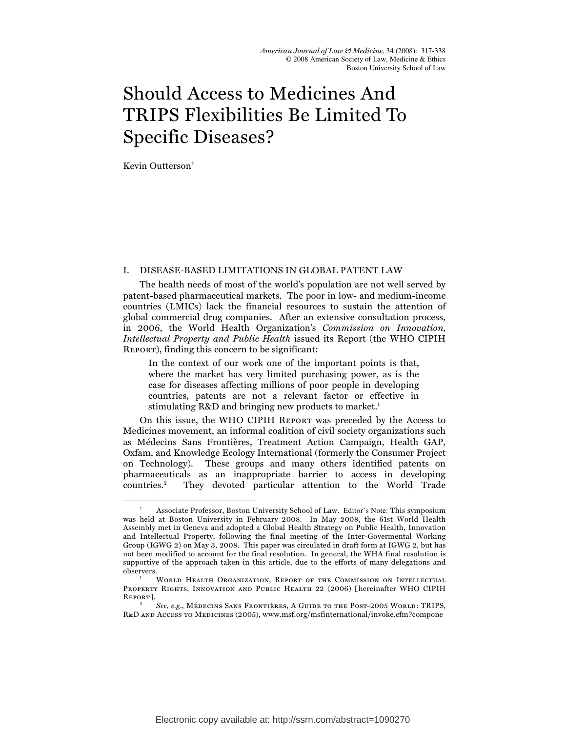# Should Access to Medicines And TRIPS Flexibilities Be Limited To Specific Diseases?

Kevin Outterson[†]

## I. DISEASE-BASED LIMITATIONS IN GLOBAL PATENT LAW

The health needs of most of the world's population are not well served by patent-based pharmaceutical markets. The poor in low- and medium-income countries (LMICs) lack the financial resources to sustain the attention of global commercial drug companies. After an extensive consultation process, in 2006, the World Health Organization's *Commission on Innovation, Intellectual Property and Public Health* issued its Report (the WHO CIPIH REPORT), finding this concern to be significant:

> In the context of our work one of the important points is that, where the market has very limited purchasing power, as is the case for diseases affecting millions of poor people in developing countries, patents are not a relevant factor or effective in stimulating R&D and bringing new products to market.[1]

On this issue, the WHO CIPIH REPORT was preceded by the Access to Medicines movement, an informal coalition of civil society organizations such as Médecins Sans Frontières, Treatment Action Campaign, Health GAP, Oxfam, and Knowledge Ecology International (formerly the Consumer Project on Technology). These groups and many others identified patents on pharmaceuticals as an inappropriate barrier to access in developing countries.[2] They devoted particular attention to the World Trade

---

[†] Associate Professor, Boston University School of Law. Editor's Note: This symposium was held at Boston University in February 2008. In May 2008, the 61st World Health Assembly met in Geneva and adopted a Global Health Strategy on Public Health, Innovation and Intellectual Property, following the final meeting of the Inter-Govermental Working Group (IGWG 2) on May 3, 2008. This paper was circulated in draft form at IGWG 2, but has not been modified to account for the final resolution. In general, the WHA final resolution is supportive of the approach taken in this article, due to the efforts of many delegations and observers.

[1] WORLD HEALTH ORGANIZATION, REPORT OF THE COMMISSION ON INTELLECTUAL PROPERTY RIGHTS, INNOVATION AND PUBLIC HEALTH 22 (2006) [hereinafter WHO CIPIH REPORT].

[2] *See, e.g.*, MÉDECINS SANS FRONTIÈRES, A GUIDE TO THE POST-2005 WORLD: TRIPS, R&D AND ACCESS TO MEDICINES (2005), www.msf.org/msfinternational/invoke.cfm?compone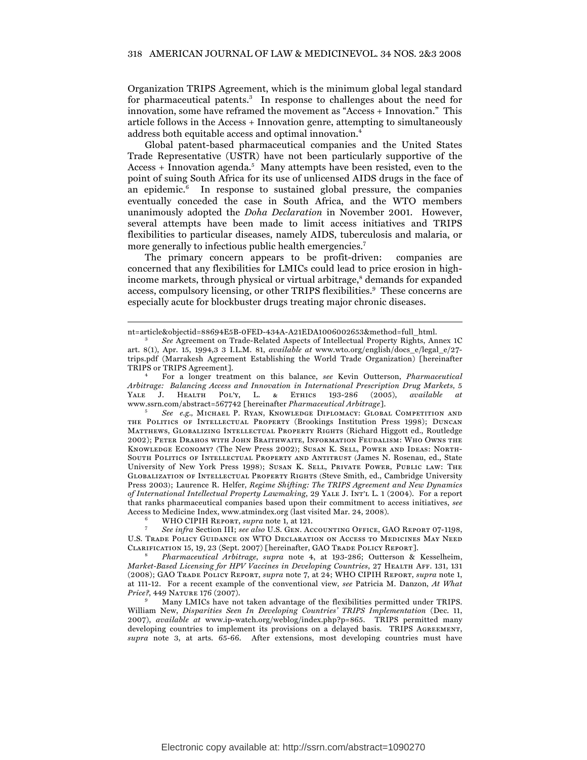Organization TRIPS Agreement, which is the minimum global legal standard for pharmaceutical patents.[3] In response to challenges about the need for innovation, some have reframed the movement as "Access + Innovation." This article follows in the Access + Innovation genre, attempting to simultaneously address both equitable access and optimal innovation.[4]

Global patent-based pharmaceutical companies and the United States Trade Representative (USTR) have not been particularly supportive of the Access + Innovation agenda.[5] Many attempts have been resisted, even to the point of suing South Africa for its use of unlicensed AIDS drugs in the face of an epidemic.[6] In response to sustained global pressure, the companies eventually conceded the case in South Africa, and the WTO members unanimously adopted the *Doha Declaration* in November 2001. However, several attempts have been made to limit access initiatives and TRIPS flexibilities to particular diseases, namely AIDS, tuberculosis and malaria, or more generally to infectious public health emergencies.[7]

The primary concern appears to be profit-driven: companies are concerned that any flexibilities for LMICs could lead to price erosion in high-income markets, through physical or virtual arbitrage,[8] demands for expanded access, compulsory licensing, or other TRIPS flexibilities.[9] These concerns are especially acute for blockbuster drugs treating major chronic diseases.

---

nt=article&objectid=88694E5B-0FED-434A-A21EDA1006002653&method=full_html.

[3] *See* Agreement on Trade-Related Aspects of Intellectual Property Rights, Annex 1C art. 8(1), Apr. 15, 1994,3 3 I.L.M. 81, *available at* www.wto.org/english/docs_e/legal_e/27-trips.pdf (Marrakesh Agreement Establishing the World Trade Organization) [hereinafter TRIPS or TRIPS Agreement].

[4] For a longer treatment on this balance, *see* Kevin Outterson, *Pharmaceutical Arbitrage: Balancing Access and Innovation in International Prescription Drug Markets*, 5 Yale J. Health Pol'y, L. & Ethics 193-286 (2005), *available at* www.ssrn.com/abstract=567742 [hereinafter *Pharmaceutical Arbitrage*].

[5] *See e.g.*, Michael P. Ryan, Knowledge Diplomacy: Global Competition and the Politics of Intellectual Property (Brookings Institution Press 1998); Duncan Matthews, Globalizing Intellectual Property Rights (Richard Higgott ed., Routledge 2002); Peter Drahos with John Braithwaite, Information Feudalism: Who Owns the Knowledge Economy? (The New Press 2002); Susan K. Sell, Power and Ideas: North-South Politics of Intellectual Property and Antitrust (James N. Rosenau, ed., State University of New York Press 1998); Susan K. Sell, Private Power, Public law: The Globalization of Intellectual Property Rights (Steve Smith, ed., Cambridge University Press 2003); Laurence R. Helfer, *Regime Shifting: The TRIPS Agreement and New Dynamics of International Intellectual Property Lawmaking*, 29 Yale J. Int'l L. 1 (2004). For a report that ranks pharmaceutical companies based upon their commitment to access initiatives, *see* Access to Medicine Index, www.atmindex.org (last visited Mar. 24, 2008).

[6] WHO CIPIH Report, *supra* note 1, at 121.

[7] *See infra* Section III; *see also* U.S. Gen. Accounting Office, GAO Report 07-1198, U.S. Trade Policy Guidance on WTO Declaration on Access to Medicines May Need Clarification 15, 19, 23 (Sept. 2007) [hereinafter, GAO Trade Policy Report].

[8] *Pharmaceutical Arbitrage, supra* note 4, at 193-286; Outterson & Kesselheim, *Market-Based Licensing for HPV Vaccines in Developing Countries*, 27 Health Aff. 131, 131 (2008); GAO Trade Policy Report, *supra* note 7, at 24; WHO CIPIH Report, *supra* note 1, at 111-12. For a recent example of the conventional view, *see* Patricia M. Danzon, *At What Price?*, 449 Nature 176 (2007).

[9] Many LMICs have not taken advantage of the flexibilities permitted under TRIPS. William New, *Disparities Seen In Developing Countries' TRIPS Implementation* (Dec. 11, 2007), *available at* www.ip-watch.org/weblog/index.php?p=865. TRIPS permitted many developing countries to implement its provisions on a delayed basis. TRIPS Agreement, *supra* note 3, at arts. 65-66. After extensions, most developing countries must have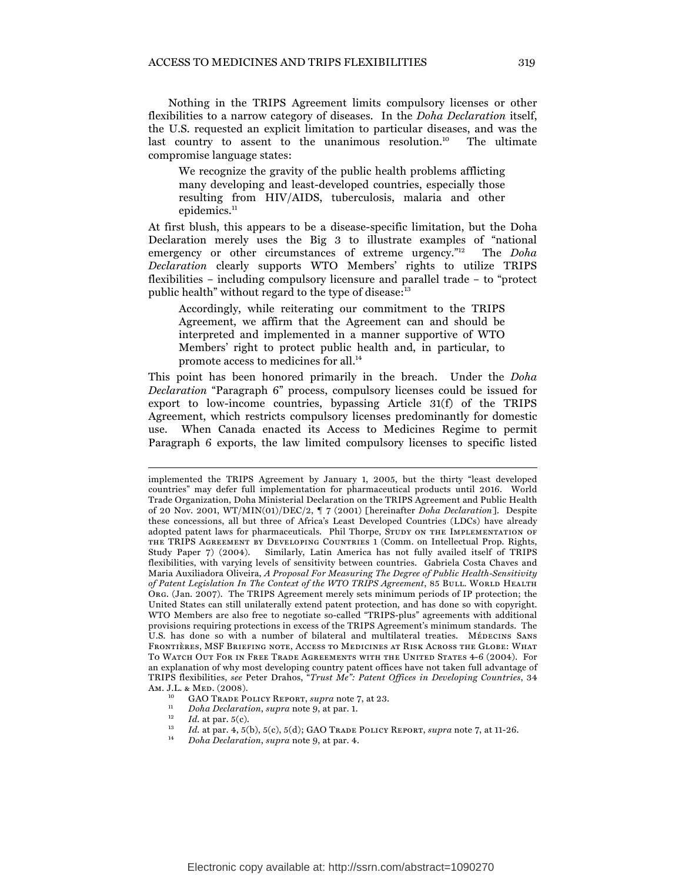Nothing in the TRIPS Agreement limits compulsory licenses or other flexibilities to a narrow category of diseases. In the *Doha Declaration* itself, the U.S. requested an explicit limitation to particular diseases, and was the last country to assent to the unanimous resolution.[10] The ultimate compromise language states:

> We recognize the gravity of the public health problems afflicting many developing and least-developed countries, especially those resulting from HIV/AIDS, tuberculosis, malaria and other epidemics.[11]

At first blush, this appears to be a disease-specific limitation, but the Doha Declaration merely uses the Big 3 to illustrate examples of "national emergency or other circumstances of extreme urgency."[12] The *Doha Declaration* clearly supports WTO Members' rights to utilize TRIPS flexibilities – including compulsory licensure and parallel trade – to "protect public health" without regard to the type of disease:[13]

> Accordingly, while reiterating our commitment to the TRIPS Agreement, we affirm that the Agreement can and should be interpreted and implemented in a manner supportive of WTO Members' right to protect public health and, in particular, to promote access to medicines for all.[14]

This point has been honored primarily in the breach. Under the *Doha Declaration* "Paragraph 6" process, compulsory licenses could be issued for export to low-income countries, bypassing Article 31(f) of the TRIPS Agreement, which restricts compulsory licenses predominantly for domestic use. When Canada enacted its Access to Medicines Regime to permit Paragraph 6 exports, the law limited compulsory licenses to specific listed

---

implemented the TRIPS Agreement by January 1, 2005, but the thirty "least developed countries" may defer full implementation for pharmaceutical products until 2016. World Trade Organization, Doha Ministerial Declaration on the TRIPS Agreement and Public Health of 20 Nov. 2001, WT/MIN(01)/DEC/2, ¶ 7 (2001) [hereinafter *Doha Declaration*]. Despite these concessions, all but three of Africa's Least Developed Countries (LDCs) have already adopted patent laws for pharmaceuticals. Phil Thorpe, Study on the Implementation of the TRIPS Agreement by Developing Countries 1 (Comm. on Intellectual Prop. Rights, Study Paper 7) (2004). Similarly, Latin America has not fully availed itself of TRIPS flexibilities, with varying levels of sensitivity between countries. Gabriela Costa Chaves and Maria Auxiliadora Oliveira, *A Proposal For Measuring The Degree of Public Health-Sensitivity of Patent Legislation In The Context of the WTO TRIPS Agreement*, 85 Bull. World Health Org. (Jan. 2007). The TRIPS Agreement merely sets minimum periods of IP protection; the United States can still unilaterally extend patent protection, and has done so with copyright. WTO Members are also free to negotiate so-called "TRIPS-plus" agreements with additional provisions requiring protections in excess of the TRIPS Agreement's minimum standards. The U.S. has done so with a number of bilateral and multilateral treaties. Médecins Sans Frontières, MSF Briefing note, Access to Medicines at Risk Across the Globe: What To Watch Out For in Free Trade Agreements with the United States 4-6 (2004). For an explanation of why most developing country patent offices have not taken full advantage of TRIPS flexibilities, *see* Peter Drahos, "*Trust Me": Patent Offices in Developing Countries*, 34 Am. J.L. & Med. (2008).

[10] GAO Trade Policy Report, *supra* note 7, at 23.

[11] *Doha Declaration*, *supra* note 9, at par. 1.

[12] *Id.* at par. 5(c).

[13] *Id.* at par. 4, 5(b), 5(c), 5(d); GAO Trade Policy Report, *supra* note 7, at 11-26.

[14] *Doha Declaration*, *supra* note 9, at par. 4.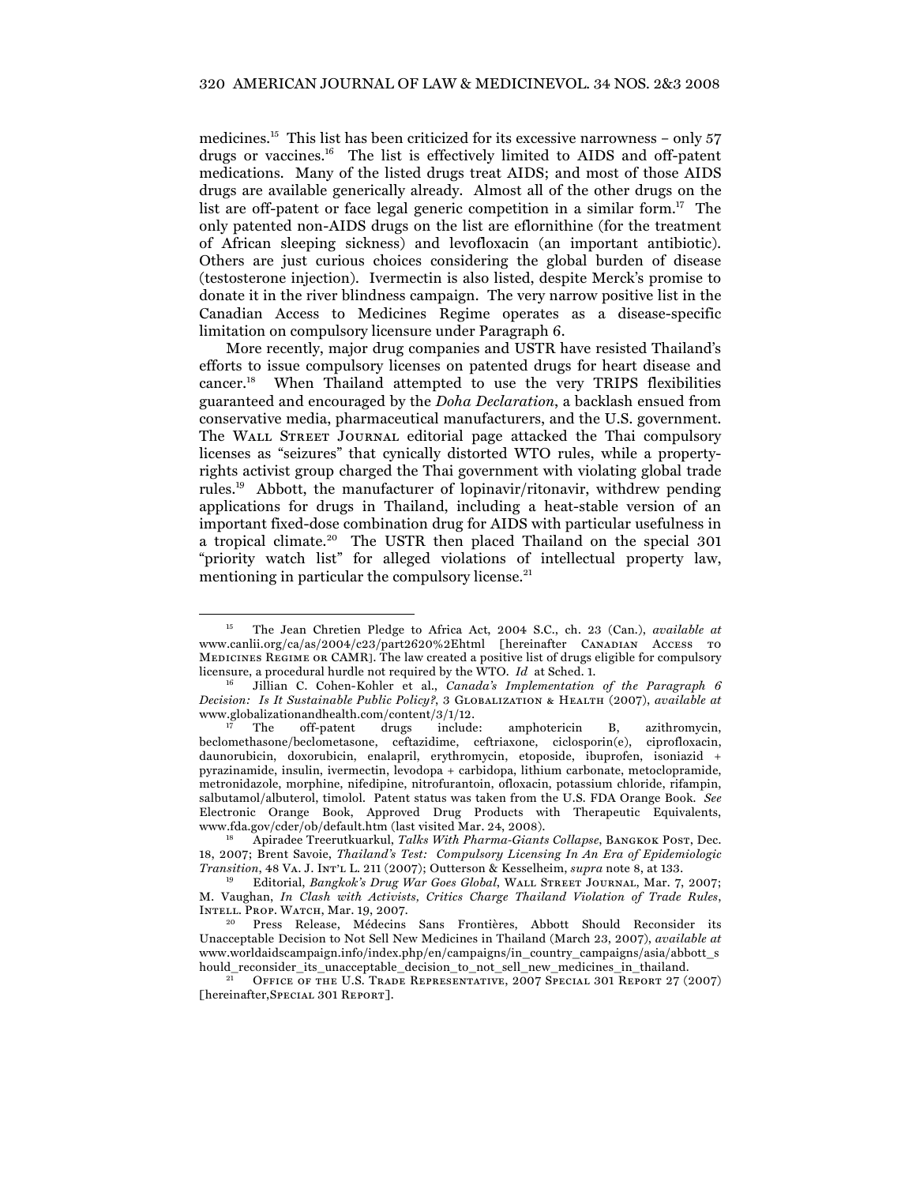medicines.[15] This list has been criticized for its excessive narrowness – only 57 drugs or vaccines.[16] The list is effectively limited to AIDS and off-patent medications. Many of the listed drugs treat AIDS; and most of those AIDS drugs are available generically already. Almost all of the other drugs on the list are off-patent or face legal generic competition in a similar form.[17] The only patented non-AIDS drugs on the list are eflornithine (for the treatment of African sleeping sickness) and levofloxacin (an important antibiotic). Others are just curious choices considering the global burden of disease (testosterone injection). Ivermectin is also listed, despite Merck's promise to donate it in the river blindness campaign. The very narrow positive list in the Canadian Access to Medicines Regime operates as a disease-specific limitation on compulsory licensure under Paragraph 6.

More recently, major drug companies and USTR have resisted Thailand's efforts to issue compulsory licenses on patented drugs for heart disease and cancer.[18] When Thailand attempted to use the very TRIPS flexibilities guaranteed and encouraged by the *Doha Declaration*, a backlash ensued from conservative media, pharmaceutical manufacturers, and the U.S. government. The Wall Street Journal editorial page attacked the Thai compulsory licenses as "seizures" that cynically distorted WTO rules, while a property-rights activist group charged the Thai government with violating global trade rules.[19] Abbott, the manufacturer of lopinavir/ritonavir, withdrew pending applications for drugs in Thailand, including a heat-stable version of an important fixed-dose combination drug for AIDS with particular usefulness in a tropical climate.[20] The USTR then placed Thailand on the special 301 "priority watch list" for alleged violations of intellectual property law, mentioning in particular the compulsory license.[21]

---

[15] The Jean Chretien Pledge to Africa Act, 2004 S.C., ch. 23 (Can.), *available at* www.canlii.org/ca/as/2004/c23/part2620%2Ehtml [hereinafter Canadian Access to Medicines Regime or CAMR]. The law created a positive list of drugs eligible for compulsory licensure, a procedural hurdle not required by the WTO. *Id* at Sched. 1.

[16] Jillian C. Cohen-Kohler et al., *Canada's Implementation of the Paragraph 6 Decision: Is It Sustainable Public Policy?*, 3 Globalization & Health (2007), *available at* www.globalizationandhealth.com/content/3/1/12.

[17] The off-patent drugs include: amphotericin B, azithromycin, beclomethasone/beclometasone, ceftazidime, ceftriaxone, ciclosporin(e), ciprofloxacin, daunorubicin, doxorubicin, enalapril, erythromycin, etoposide, ibuprofen, isoniazid + pyrazinamide, insulin, ivermectin, levodopa + carbidopa, lithium carbonate, metoclopramide, metronidazole, morphine, nifedipine, nitrofurantoin, ofloxacin, potassium chloride, rifampin, salbutamol/albuterol, timolol. Patent status was taken from the U.S. FDA Orange Book. *See* Electronic Orange Book, Approved Drug Products with Therapeutic Equivalents, www.fda.gov/cder/ob/default.htm (last visited Mar. 24, 2008).

[18] Apiradee Treerutkuarkul, *Talks With Pharma-Giants Collapse*, Bangkok Post, Dec. 18, 2007; Brent Savoie, *Thailand's Test: Compulsory Licensing In An Era of Epidemiologic Transition*, 48 Va. J. Int'l L. 211 (2007); Outterson & Kesselheim, *supra* note 8, at 133.

[19] Editorial, *Bangkok's Drug War Goes Global*, Wall Street Journal, Mar. 7, 2007; M. Vaughan, *In Clash with Activists, Critics Charge Thailand Violation of Trade Rules*, Intell. Prop. Watch, Mar. 19, 2007.

[20] Press Release, Médecins Sans Frontières, Abbott Should Reconsider its Unacceptable Decision to Not Sell New Medicines in Thailand (March 23, 2007), *available at* www.worldaidscampaign.info/index.php/en/campaigns/in_country_campaigns/asia/abbott_should_reconsider_its_unacceptable_decision_to_not_sell_new_medicines_in_thailand.

[21] Office of the U.S. Trade Representative, 2007 Special 301 Report 27 (2007) [hereinafter,Special 301 Report].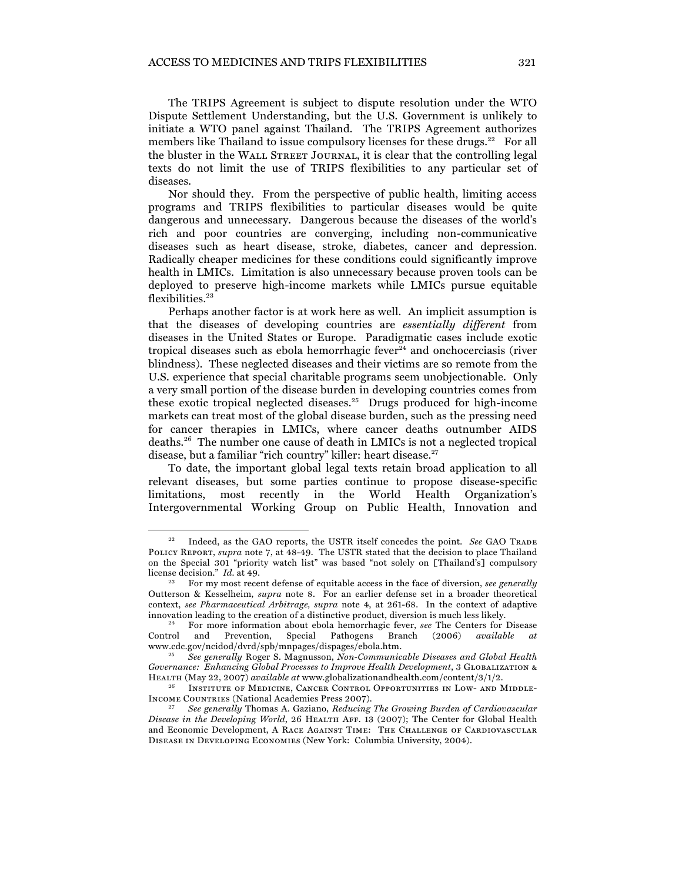The TRIPS Agreement is subject to dispute resolution under the WTO Dispute Settlement Understanding, but the U.S. Government is unlikely to initiate a WTO panel against Thailand. The TRIPS Agreement authorizes members like Thailand to issue compulsory licenses for these drugs.[22] For all the bluster in the WALL STREET JOURNAL, it is clear that the controlling legal texts do not limit the use of TRIPS flexibilities to any particular set of diseases.

Nor should they. From the perspective of public health, limiting access programs and TRIPS flexibilities to particular diseases would be quite dangerous and unnecessary. Dangerous because the diseases of the world's rich and poor countries are converging, including non-communicative diseases such as heart disease, stroke, diabetes, cancer and depression. Radically cheaper medicines for these conditions could significantly improve health in LMICs. Limitation is also unnecessary because proven tools can be deployed to preserve high-income markets while LMICs pursue equitable flexibilities.[23]

Perhaps another factor is at work here as well. An implicit assumption is that the diseases of developing countries are *essentially different* from diseases in the United States or Europe. Paradigmatic cases include exotic tropical diseases such as ebola hemorrhagic fever[24] and onchocerciasis (river blindness). These neglected diseases and their victims are so remote from the U.S. experience that special charitable programs seem unobjectionable. Only a very small portion of the disease burden in developing countries comes from these exotic tropical neglected diseases.[25] Drugs produced for high-income markets can treat most of the global disease burden, such as the pressing need for cancer therapies in LMICs, where cancer deaths outnumber AIDS deaths.[26] The number one cause of death in LMICs is not a neglected tropical disease, but a familiar "rich country" killer: heart disease.[27]

To date, the important global legal texts retain broad application to all relevant diseases, but some parties continue to propose disease-specific limitations, most recently in the World Health Organization's Intergovernmental Working Group on Public Health, Innovation and

---

[22] Indeed, as the GAO reports, the USTR itself concedes the point. *See* GAO TRADE POLICY REPORT, *supra* note 7, at 48-49. The USTR stated that the decision to place Thailand on the Special 301 "priority watch list" was based "not solely on [Thailand's] compulsory license decision." *Id.* at 49.

[23] For my most recent defense of equitable access in the face of diversion, *see generally* Outterson & Kesselheim, *supra* note 8. For an earlier defense set in a broader theoretical context, *see Pharmaceutical Arbitrage, supra* note 4, at 261-68. In the context of adaptive innovation leading to the creation of a distinctive product, diversion is much less likely.

[24] For more information about ebola hemorrhagic fever, *see* The Centers for Disease Control and Prevention, Special Pathogens Branch (2006) *available at* www.cdc.gov/ncidod/dvrd/spb/mnpages/dispages/ebola.htm.

[25] *See generally* Roger S. Magnusson, *Non-Communicable Diseases and Global Health Governance: Enhancing Global Processes to Improve Health Development*, 3 GLOBALIZATION & HEALTH (May 22, 2007) *available at* www.globalizationandhealth.com/content/3/1/2.

[26] INSTITUTE OF MEDICINE, CANCER CONTROL OPPORTUNITIES IN LOW- AND MIDDLE-INCOME COUNTRIES (National Academies Press 2007).

[27] *See generally* Thomas A. Gaziano, *Reducing The Growing Burden of Cardiovascular Disease in the Developing World*, 26 HEALTH AFF. 13 (2007); The Center for Global Health and Economic Development, A RACE AGAINST TIME: THE CHALLENGE OF CARDIOVASCULAR DISEASE IN DEVELOPING ECONOMIES (New York: Columbia University, 2004).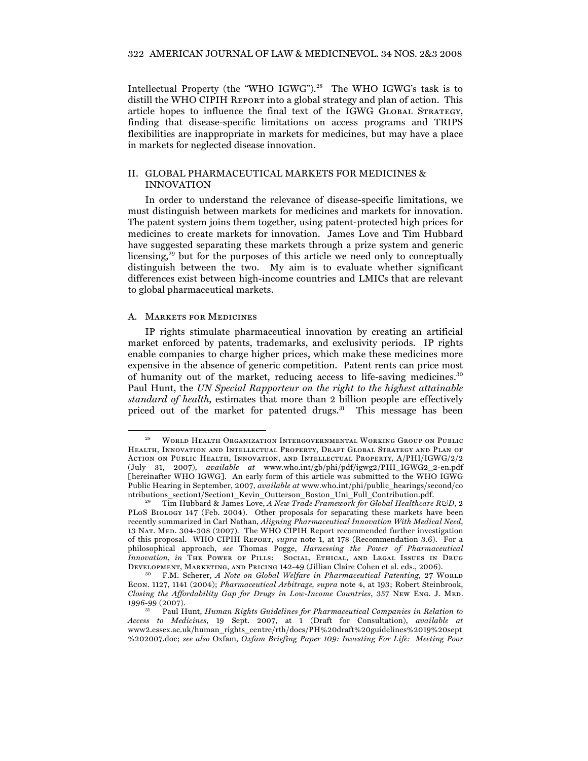Intellectual Property (the "WHO IGWG").[28] The WHO IGWG's task is to distill the WHO CIPIH REPORT into a global strategy and plan of action. This article hopes to influence the final text of the IGWG GLOBAL STRATEGY, finding that disease-specific limitations on access programs and TRIPS flexibilities are inappropriate in markets for medicines, but may have a place in markets for neglected disease innovation.

## II. GLOBAL PHARMACEUTICAL MARKETS FOR MEDICINES & INNOVATION

In order to understand the relevance of disease-specific limitations, we must distinguish between markets for medicines and markets for innovation. The patent system joins them together, using patent-protected high prices for medicines to create markets for innovation. James Love and Tim Hubbard have suggested separating these markets through a prize system and generic licensing,[29] but for the purposes of this article we need only to conceptually distinguish between the two. My aim is to evaluate whether significant differences exist between high-income countries and LMICs that are relevant to global pharmaceutical markets.

### A. MARKETS FOR MEDICINES

IP rights stimulate pharmaceutical innovation by creating an artificial market enforced by patents, trademarks, and exclusivity periods. IP rights enable companies to charge higher prices, which make these medicines more expensive in the absence of generic competition. Patent rents can price most of humanity out of the market, reducing access to life-saving medicines.[30] Paul Hunt, the *UN Special Rapporteur on the right to the highest attainable standard of health*, estimates that more than 2 billion people are effectively priced out of the market for patented drugs.[31] This message has been

---

[28] WORLD HEALTH ORGANIZATION INTERGOVERNMENTAL WORKING GROUP ON PUBLIC HEALTH, INNOVATION AND INTELLECTUAL PROPERTY, DRAFT GLOBAL STRATEGY AND PLAN OF ACTION ON PUBLIC HEALTH, INNOVATION, AND INTELLECTUAL PROPERTY, A/PHI/IGWG/2/2 (July 31, 2007), *available at* www.who.int/gb/phi/pdf/igwg2/PHI_IGWG2_2-en.pdf [hereinafter WHO IGWG]. An early form of this article was submitted to the WHO IGWG Public Hearing in September, 2007, *available at* www.who.int/phi/public_hearings/second/contributions_section1/Section1_Kevin_Outterson_Boston_Uni_Full_Contribution.pdf.

[29] Tim Hubbard & James Love, *A New Trade Framework for Global Healthcare R&D*, 2 PLOS BIOLOGY 147 (Feb. 2004). Other proposals for separating these markets have been recently summarized in Carl Nathan, *Aligning Pharmaceutical Innovation With Medical Need*, 13 NAT. MED. 304-308 (2007). The WHO CIPIH Report recommended further investigation of this proposal. WHO CIPIH REPORT, *supra* note 1, at 178 (Recommendation 3.6). For a philosophical approach, *see* Thomas Pogge, *Harnessing the Power of Pharmaceutical Innovation*, *in* THE POWER OF PILLS: SOCIAL, ETHICAL, AND LEGAL ISSUES IN DRUG DEVELOPMENT, MARKETING, AND PRICING 142-49 (Jillian Claire Cohen et al. eds., 2006).

[30] F.M. Scherer, *A Note on Global Welfare in Pharmaceutical Patenting*, 27 WORLD ECON. 1127, 1141 (2004); *Pharmaceutical Arbitrage, supra* note 4, at 193; Robert Steinbrook, *Closing the Affordability Gap for Drugs in Low-Income Countries*, 357 NEW ENG. J. MED. 1996-99 (2007).

[31] Paul Hunt, *Human Rights Guidelines for Pharmaceutical Companies in Relation to Access to Medicines*, 19 Sept. 2007, at 1 (Draft for Consultation), *available at* www2.essex.ac.uk/human_rights_centre/rth/docs/PH%20draft%20guidelines%2019%20sept%202007.doc; *see also* Oxfam, *Oxfam Briefing Paper 109: Investing For Life: Meeting Poor*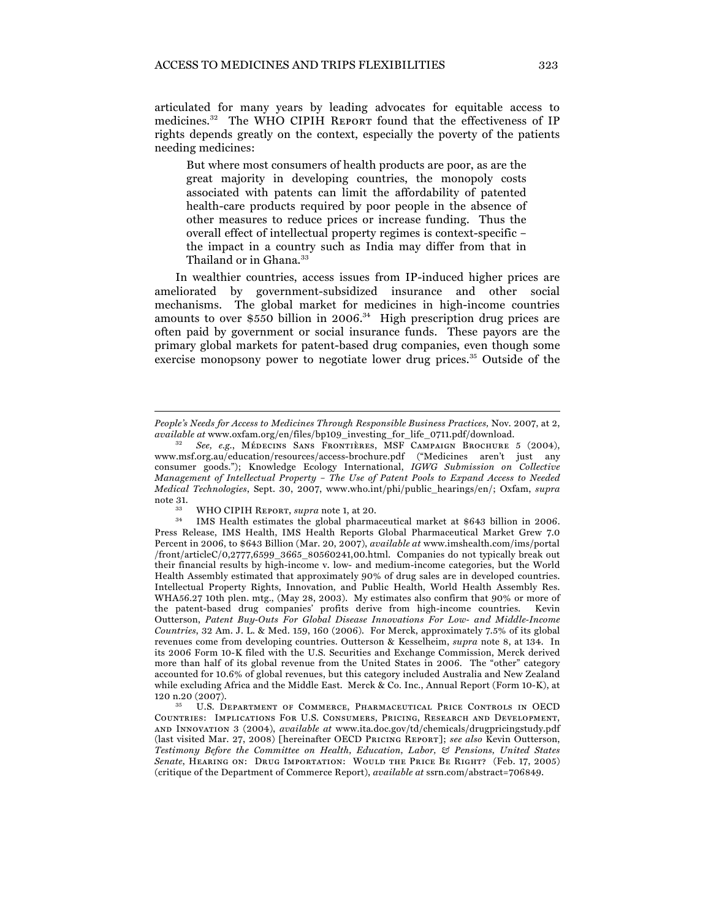articulated for many years by leading advocates for equitable access to medicines.[32] The WHO CIPIH REPORT found that the effectiveness of IP rights depends greatly on the context, especially the poverty of the patients needing medicines:

> But where most consumers of health products are poor, as are the great majority in developing countries, the monopoly costs associated with patents can limit the affordability of patented health-care products required by poor people in the absence of other measures to reduce prices or increase funding. Thus the overall effect of intellectual property regimes is context-specific – the impact in a country such as India may differ from that in Thailand or in Ghana.[33]

In wealthier countries, access issues from IP-induced higher prices are ameliorated by government-subsidized insurance and other social mechanisms. The global market for medicines in high-income countries amounts to over $550 billion in 2006.[34] High prescription drug prices are often paid by government or social insurance funds. These payors are the primary global markets for patent-based drug companies, even though some exercise monopsony power to negotiate lower drug prices.[35] Outside of the

---

*People's Needs for Access to Medicines Through Responsible Business Practices*, Nov. 2007, at 2, *available at* www.oxfam.org/en/files/bp109_investing_for_life_0711.pdf/download.

[32] *See, e.g.*, MÉDECINS SANS FRONTIÈRES, MSF CAMPAIGN BROCHURE 5 (2004), www.msf.org.au/education/resources/access-brochure.pdf ("Medicines aren't just any consumer goods."); Knowledge Ecology International, *IGWG Submission on Collective Management of Intellectual Property – The Use of Patent Pools to Expand Access to Needed Medical Technologies*, Sept. 30, 2007, www.who.int/phi/public_hearings/en/; Oxfam, *supra* note 31.

[33] WHO CIPIH REPORT, *supra* note 1, at 20.

[34] IMS Health estimates the global pharmaceutical market at $643 billion in 2006. Press Release, IMS Health, IMS Health Reports Global Pharmaceutical Market Grew 7.0 Percent in 2006, to $643 Billion (Mar. 20, 2007), *available at* www.imshealth.com/ims/portal/front/articleC/0,2777,6599_3665_80560241,00.html. Companies do not typically break out their financial results by high-income v. low- and medium-income categories, but the World Health Assembly estimated that approximately 90% of drug sales are in developed countries. Intellectual Property Rights, Innovation, and Public Health, World Health Assembly Res. WHA56.27 10th plen. mtg., (May 28, 2003). My estimates also confirm that 90% or more of the patent-based drug companies' profits derive from high-income countries. Kevin Outterson, *Patent Buy-Outs For Global Disease Innovations For Low- and Middle-Income Countries*, 32 AM. J. L. & MED. 159, 160 (2006). For Merck, approximately 7.5% of its global revenues come from developing countries. Outterson & Kesselheim, *supra* note 8, at 134. In its 2006 Form 10-K filed with the U.S. Securities and Exchange Commission, Merck derived more than half of its global revenue from the United States in 2006. The "other" category accounted for 10.6% of global revenues, but this category included Australia and New Zealand while excluding Africa and the Middle East. Merck & Co. Inc., Annual Report (Form 10-K), at 120 n.20 (2007).

[35] U.S. DEPARTMENT OF COMMERCE, PHARMACEUTICAL PRICE CONTROLS IN OECD COUNTRIES: IMPLICATIONS FOR U.S. CONSUMERS, PRICING, RESEARCH AND DEVELOPMENT, AND INNOVATION 3 (2004), *available at* www.ita.doc.gov/td/chemicals/drugpricingstudy.pdf (last visited Mar. 27, 2008) [hereinafter OECD PRICING REPORT]; *see also* Kevin Outterson, *Testimony Before the Committee on Health, Education, Labor, & Pensions, United States Senate*, HEARING ON: DRUG IMPORTATION: WOULD THE PRICE BE RIGHT? (Feb. 17, 2005) (critique of the Department of Commerce Report), *available at* ssrn.com/abstract=706849.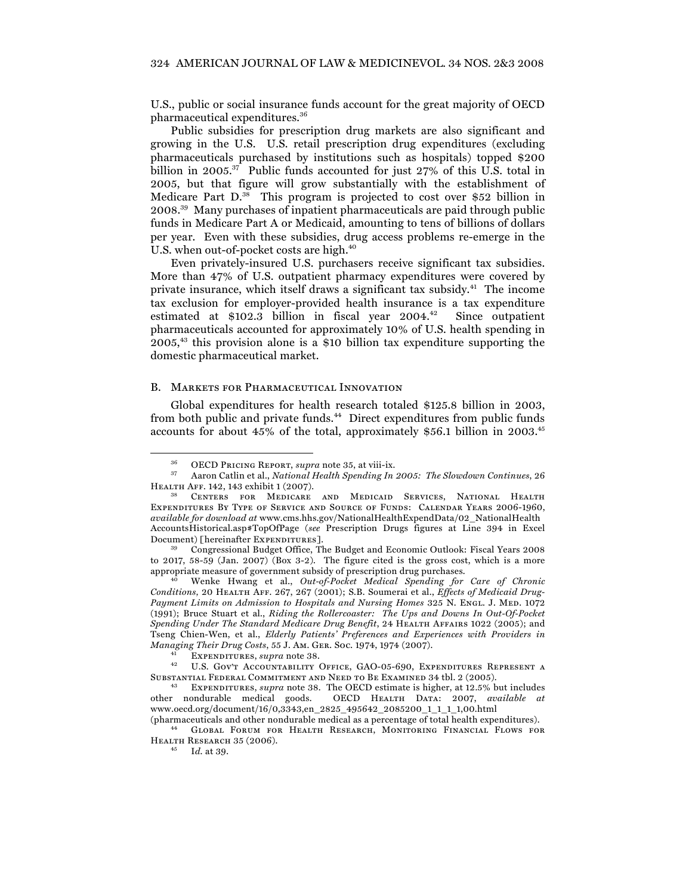U.S., public or social insurance funds account for the great majority of OECD pharmaceutical expenditures.[36]

Public subsidies for prescription drug markets are also significant and growing in the U.S. U.S. retail prescription drug expenditures (excluding pharmaceuticals purchased by institutions such as hospitals) topped $200 billion in 2005.[37] Public funds accounted for just 27% of this U.S. total in 2005, but that figure will grow substantially with the establishment of Medicare Part D.[38] This program is projected to cost over $52 billion in 2008.[39] Many purchases of inpatient pharmaceuticals are paid through public funds in Medicare Part A or Medicaid, amounting to tens of billions of dollars per year. Even with these subsidies, drug access problems re-emerge in the U.S. when out-of-pocket costs are high.[40]

Even privately-insured U.S. purchasers receive significant tax subsidies. More than 47% of U.S. outpatient pharmacy expenditures were covered by private insurance, which itself draws a significant tax subsidy.[41] The income tax exclusion for employer-provided health insurance is a tax expenditure estimated at $102.3 billion in fiscal year 2004.[42] Since outpatient pharmaceuticals accounted for approximately 10% of U.S. health spending in 2005,[43] this provision alone is a $10 billion tax expenditure supporting the domestic pharmaceutical market.

### B. Markets for Pharmaceutical Innovation

Global expenditures for health research totaled $125.8 billion in 2003, from both public and private funds.[44] Direct expenditures from public funds accounts for about 45% of the total, approximately $56.1 billion in 2003.[45]

---

[36] OECD Pricing Report, *supra* note 35, at viii-ix.

[37] Aaron Catlin et al., *National Health Spending In 2005: The Slowdown Continues*, 26 Health Aff. 142, 143 exhibit 1 (2007).

[38] Centers for Medicare and Medicaid Services, National Health Expenditures By Type of Service and Source of Funds: Calendar Years 2006-1960, *available for download at* www.cms.hhs.gov/NationalHealthExpendData/02_NationalHealth AccountsHistorical.asp#TopOfPage (*see* Prescription Drugs figures at Line 394 in Excel Document) [hereinafter Expenditures].

[39] Congressional Budget Office, The Budget and Economic Outlook: Fiscal Years 2008 to 2017, 58-59 (Jan. 2007) (Box 3-2). The figure cited is the gross cost, which is a more appropriate measure of government subsidy of prescription drug purchases.

[40] Wenke Hwang et al., *Out-of-Pocket Medical Spending for Care of Chronic Conditions*, 20 Health Aff. 267, 267 (2001); S.B. Soumerai et al., *Effects of Medicaid Drug-Payment Limits on Admission to Hospitals and Nursing Homes* 325 N. Engl. J. Med. 1072 (1991); Bruce Stuart et al., *Riding the Rollercoaster: The Ups and Downs In Out-Of-Pocket Spending Under The Standard Medicare Drug Benefit*, 24 Health Affairs 1022 (2005); and Tseng Chien-Wen, et al., *Elderly Patients' Preferences and Experiences with Providers in Managing Their Drug Costs*, 55 J. Am. Ger. Soc. 1974, 1974 (2007).

[41] Expenditures, *supra* note 38.

[42] U.S. Gov't Accountability Office, GAO-05-690, Expenditures Represent a Substantial Federal Commitment and Need to Be Examined 34 tbl. 2 (2005).

[43] Expenditures, *supra* note 38. The OECD estimate is higher, at 12.5% but includes other nondurable medical goods. OECD Health Data: 2007, *available at* www.oecd.org/document/16/0,3343,en_2825_495642_2085200_1_1_1_1,00.html (pharmaceuticals and other nondurable medical as a percentage of total health expenditures).

[44] Global Forum for Health Research, Monitoring Financial Flows for Health Research 35 (2006).

[45] I*d.* at 39.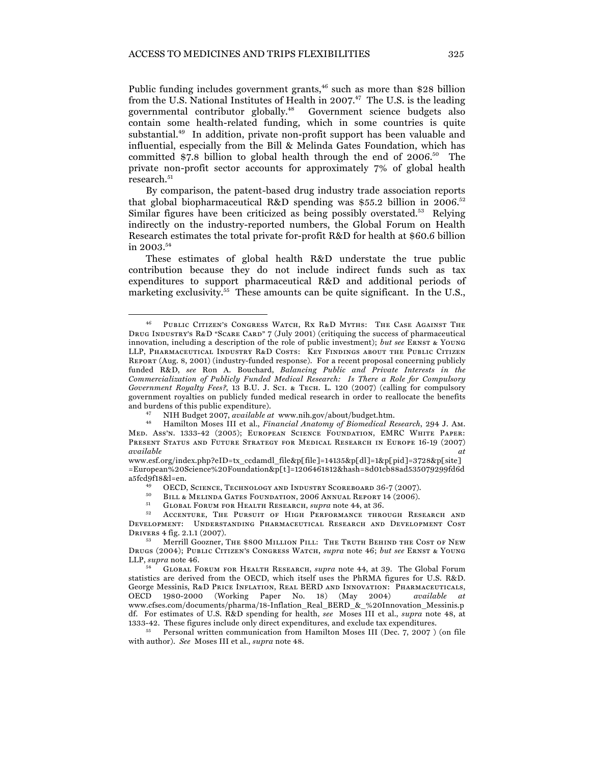Public funding includes government grants,[46] such as more than $28 billion from the U.S. National Institutes of Health in 2007.[47] The U.S. is the leading governmental contributor globally.[48] Government science budgets also contain some health-related funding, which in some countries is quite substantial.[49] In addition, private non-profit support has been valuable and influential, especially from the Bill & Melinda Gates Foundation, which has committed $7.8 billion to global health through the end of 2006.[50] The private non-profit sector accounts for approximately 7% of global health research.[51]

By comparison, the patent-based drug industry trade association reports that global biopharmaceutical R&D spending was $55.2 billion in 2006.[52] Similar figures have been criticized as being possibly overstated.[53] Relying indirectly on the industry-reported numbers, the Global Forum on Health Research estimates the total private for-profit R&D for health at $60.6 billion in 2003.[54]

These estimates of global health R&D understate the true public contribution because they do not include indirect funds such as tax expenditures to support pharmaceutical R&D and additional periods of marketing exclusivity.[55] These amounts can be quite significant. In the U.S.,

---

[46] PUBLIC CITIZEN'S CONGRESS WATCH, RX R&D MYTHS: THE CASE AGAINST THE DRUG INDUSTRY'S R&D "SCARE CARD" 7 (July 2001) (critiquing the success of pharmaceutical innovation, including a description of the role of public investment); *but see* ERNST & YOUNG LLP, PHARMACEUTICAL INDUSTRY R&D COSTS: KEY FINDINGS ABOUT THE PUBLIC CITIZEN REPORT (Aug. 8, 2001) (industry-funded response). For a recent proposal concerning publicly funded R&D, *see* Ron A. Bouchard, *Balancing Public and Private Interests in the Commercialization of Publicly Funded Medical Research: Is There a Role for Compulsory Government Royalty Fees?*, 13 B.U. J. SCI. & TECH. L. 120 (2007) (calling for compulsory government royalties on publicly funded medical research in order to reallocate the benefits and burdens of this public expenditure).

[47] NIH Budget 2007, *available at* www.nih.gov/about/budget.htm.

[48] Hamilton Moses III et al., *Financial Anatomy of Biomedical Research*, 294 J. AM. MED. ASS'N. 1333-42 (2005); EUROPEAN SCIENCE FOUNDATION, EMRC WHITE PAPER: PRESENT STATUS AND FUTURE STRATEGY FOR MEDICAL RESEARCH IN EUROPE 16-19 (2007) *available at* www.esf.org/index.php?eID=tx_ccdamdl_file&p[file]=14135&p[dl]=1&p[pid]=3728&p[site]=European%20Science%20Foundation&p[t]=1206461812&hash=8d01cb88ad535079299fd6da5fcd9f18&l=en.

[49] OECD, SCIENCE, TECHNOLOGY AND INDUSTRY SCOREBOARD 36-7 (2007).

[50] BILL & MELINDA GATES FOUNDATION, 2006 ANNUAL REPORT 14 (2006).

[51] GLOBAL FORUM FOR HEALTH RESEARCH, *supra* note 44, at 36.

[52] ACCENTURE, THE PURSUIT OF HIGH PERFORMANCE THROUGH RESEARCH AND DEVELOPMENT: UNDERSTANDING PHARMACEUTICAL RESEARCH AND DEVELOPMENT COST DRIVERS 4 fig. 2.1.1 (2007).

[53] Merrill Goozner, THE $800 MILLION PILL: THE TRUTH BEHIND THE COST OF NEW DRUGS (2004); PUBLIC CITIZEN'S CONGRESS WATCH, *supra* note 46; *but see* ERNST & YOUNG LLP, *supra* note 46.

[54] GLOBAL FORUM FOR HEALTH RESEARCH, *supra* note 44, at 39. The Global Forum statistics are derived from the OECD, which itself uses the PhRMA figures for U.S. R&D. George Messinis, R&D PRICE INFLATION, REAL BERD AND INNOVATION: PHARMACEUTICALS, OECD 1980-2000 (Working Paper No. 18) (May 2004) *available at* www.cfses.com/documents/pharma/18-Inflation_Real_BERD_&_%20Innovation_Messinis.pdf. For estimates of U.S. R&D spending for health, *see* Moses III et al., *supra* note 48, at 1333-42. These figures include only direct expenditures, and exclude tax expenditures.

[55] Personal written communication from Hamilton Moses III (Dec. 7, 2007 ) (on file with author). *See* Moses III et al., *supra* note 48.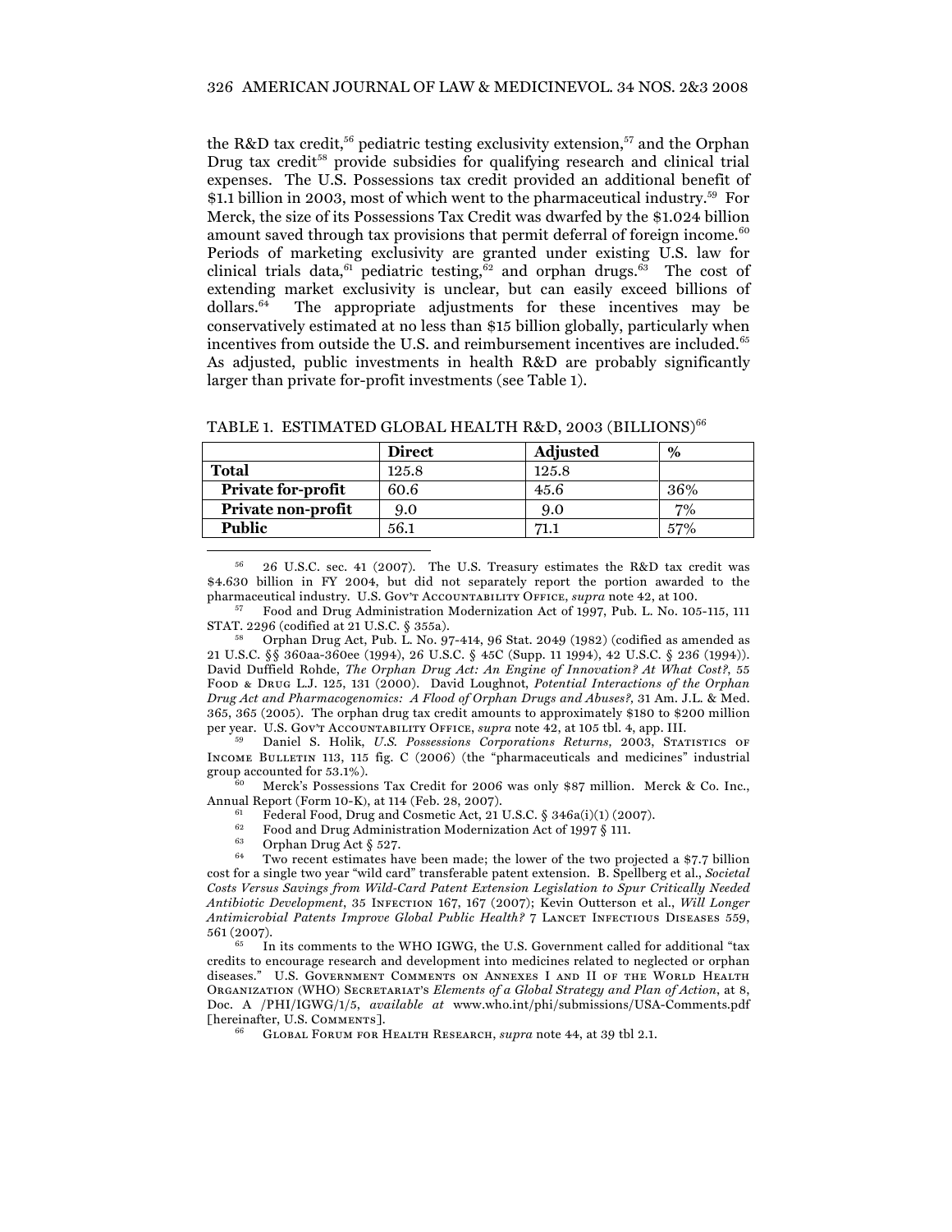the R&D tax credit,[56] pediatric testing exclusivity extension,[57] and the Orphan Drug tax credit[58] provide subsidies for qualifying research and clinical trial expenses. The U.S. Possessions tax credit provided an additional benefit of $1.1 billion in 2003, most of which went to the pharmaceutical industry.[59] For Merck, the size of its Possessions Tax Credit was dwarfed by the $1.024 billion amount saved through tax provisions that permit deferral of foreign income.[60] Periods of marketing exclusivity are granted under existing U.S. law for clinical trials data,[61] pediatric testing,[62] and orphan drugs.[63] The cost of extending market exclusivity is unclear, but can easily exceed billions of dollars.[64] The appropriate adjustments for these incentives may be conservatively estimated at no less than $15 billion globally, particularly when incentives from outside the U.S. and reimbursement incentives are included.[65] As adjusted, public investments in health R&D are probably significantly larger than private for-profit investments (see Table 1).

TABLE 1. ESTIMATED GLOBAL HEALTH R&D, 2003 (BILLIONS)[66]

| | **Direct** | **Adjusted** | **%** |
|---|---|---|---|
| **Total** | 125.8 | 125.8 | |
| **Private for-profit** | 60.6 | 45.6 | 36% |
| **Private non-profit** | 9.0 | 9.0 | 7% |
| **Public** | 56.1 | 71.1 | 57% |

[56] 26 U.S.C. sec. 41 (2007). The U.S. Treasury estimates the R&D tax credit was $4.630 billion in FY 2004, but did not separately report the portion awarded to the pharmaceutical industry. U.S. GOV'T ACCOUNTABILITY OFFICE, *supra* note 42, at 100.

[57] Food and Drug Administration Modernization Act of 1997, Pub. L. No. 105-115, 111 STAT. 2296 (codified at 21 U.S.C. § 355a).

[58] Orphan Drug Act, Pub. L. No. 97-414, 96 Stat. 2049 (1982) (codified as amended as 21 U.S.C. §§ 360aa-360ee (1994), 26 U.S.C. § 45C (Supp. 11 1994), 42 U.S.C. § 236 (1994)). David Duffield Rohde, *The Orphan Drug Act: An Engine of Innovation? At What Cost?*, 55 FOOD & DRUG L.J. 125, 131 (2000). David Loughnot, *Potential Interactions of the Orphan Drug Act and Pharmacogenomics: A Flood of Orphan Drugs and Abuses?*, 31 Am. J.L. & Med. 365, 365 (2005). The orphan drug tax credit amounts to approximately $180 to $200 million per year. U.S. GOV'T ACCOUNTABILITY OFFICE, *supra* note 42, at 105 tbl. 4, app. III.

[59] Daniel S. Holik, *U.S. Possessions Corporations Returns*, 2003, STATISTICS OF INCOME BULLETIN 113, 115 fig. C (2006) (the "pharmaceuticals and medicines" industrial group accounted for 53.1%).

[60] Merck's Possessions Tax Credit for 2006 was only $87 million. Merck & Co. Inc., Annual Report (Form 10-K), at 114 (Feb. 28, 2007).

[61] Federal Food, Drug and Cosmetic Act, 21 U.S.C. § 346a(i)(1) (2007).

[62] Food and Drug Administration Modernization Act of 1997 § 111.

[63] Orphan Drug Act § 527.

[64] Two recent estimates have been made; the lower of the two projected a $7.7 billion cost for a single two year "wild card" transferable patent extension. B. Spellberg et al., *Societal Costs Versus Savings from Wild-Card Patent Extension Legislation to Spur Critically Needed Antibiotic Development*, 35 INFECTION 167, 167 (2007); Kevin Outterson et al., *Will Longer Antimicrobial Patents Improve Global Public Health?* 7 LANCET INFECTIOUS DISEASES 559, 561 (2007).

[65] In its comments to the WHO IGWG, the U.S. Government called for additional "tax credits to encourage research and development into medicines related to neglected or orphan diseases." U.S. GOVERNMENT COMMENTS ON ANNEXES I AND II OF THE WORLD HEALTH ORGANIZATION (WHO) SECRETARIAT'S *Elements of a Global Strategy and Plan of Action*, at 8, Doc. A /PHI/IGWG/1/5, *available at* www.who.int/phi/submissions/USA-Comments.pdf [hereinafter, U.S. COMMENTS].

[66] GLOBAL FORUM FOR HEALTH RESEARCH, *supra* note 44, at 39 tbl 2.1.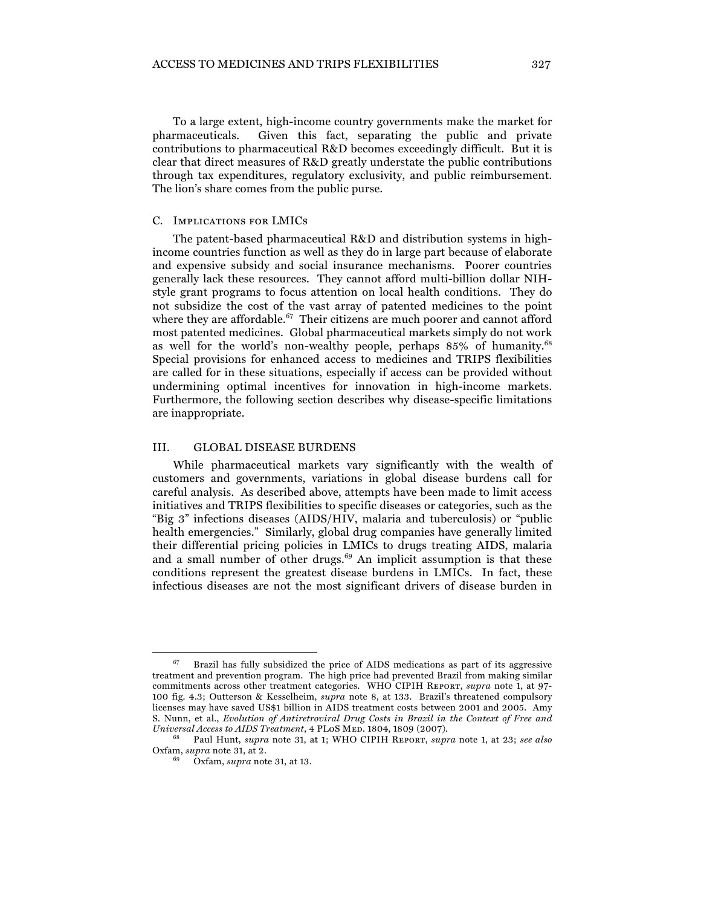To a large extent, high-income country governments make the market for pharmaceuticals. Given this fact, separating the public and private contributions to pharmaceutical R&D becomes exceedingly difficult. But it is clear that direct measures of R&D greatly understate the public contributions through tax expenditures, regulatory exclusivity, and public reimbursement. The lion's share comes from the public purse.

### C. Implications for LMICs

The patent-based pharmaceutical R&D and distribution systems in high-income countries function as well as they do in large part because of elaborate and expensive subsidy and social insurance mechanisms. Poorer countries generally lack these resources. They cannot afford multi-billion dollar NIH-style grant programs to focus attention on local health conditions. They do not subsidize the cost of the vast array of patented medicines to the point where they are affordable.[67] Their citizens are much poorer and cannot afford most patented medicines. Global pharmaceutical markets simply do not work as well for the world's non-wealthy people, perhaps 85% of humanity.[68] Special provisions for enhanced access to medicines and TRIPS flexibilities are called for in these situations, especially if access can be provided without undermining optimal incentives for innovation in high-income markets. Furthermore, the following section describes why disease-specific limitations are inappropriate.

## III. GLOBAL DISEASE BURDENS

While pharmaceutical markets vary significantly with the wealth of customers and governments, variations in global disease burdens call for careful analysis. As described above, attempts have been made to limit access initiatives and TRIPS flexibilities to specific diseases or categories, such as the "Big 3" infections diseases (AIDS/HIV, malaria and tuberculosis) or "public health emergencies." Similarly, global drug companies have generally limited their differential pricing policies in LMICs to drugs treating AIDS, malaria and a small number of other drugs.[69] An implicit assumption is that these conditions represent the greatest disease burdens in LMICs. In fact, these infectious diseases are not the most significant drivers of disease burden in

---

[67] Brazil has fully subsidized the price of AIDS medications as part of its aggressive treatment and prevention program. The high price had prevented Brazil from making similar commitments across other treatment categories. WHO CIPIH Report, *supra* note 1, at 97-100 fig. 4.3; Outterson & Kesselheim, *supra* note 8, at 133. Brazil's threatened compulsory licenses may have saved US$1 billion in AIDS treatment costs between 2001 and 2005. Amy S. Nunn, et al., *Evolution of Antiretroviral Drug Costs in Brazil in the Context of Free and Universal Access to AIDS Treatment*, 4 PLoS Med. 1804, 1809 (2007).

[68] Paul Hunt, *supra* note 31, at 1; WHO CIPIH Report, *supra* note 1, at 23; *see also* Oxfam, *supra* note 31, at 2.

[69] Oxfam, *supra* note 31, at 13.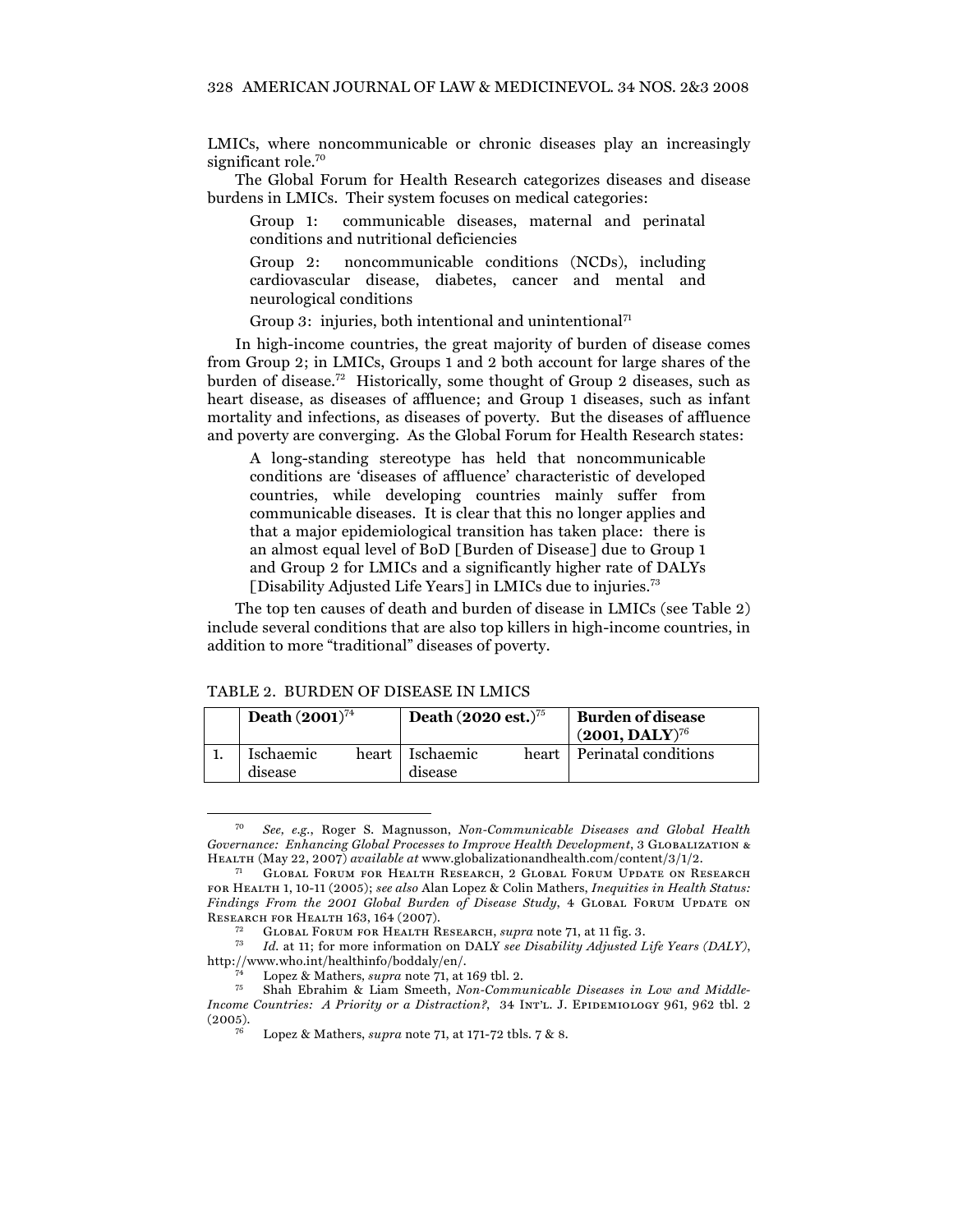LMICs, where noncommunicable or chronic diseases play an increasingly significant role.[70]

The Global Forum for Health Research categorizes diseases and disease burdens in LMICs. Their system focuses on medical categories:

> Group 1: communicable diseases, maternal and perinatal conditions and nutritional deficiencies
>
> Group 2: noncommunicable conditions (NCDs), including cardiovascular disease, diabetes, cancer and mental and neurological conditions
>
> Group 3: injuries, both intentional and unintentional[71]

In high-income countries, the great majority of burden of disease comes from Group 2; in LMICs, Groups 1 and 2 both account for large shares of the burden of disease.[72] Historically, some thought of Group 2 diseases, such as heart disease, as diseases of affluence; and Group 1 diseases, such as infant mortality and infections, as diseases of poverty. But the diseases of affluence and poverty are converging. As the Global Forum for Health Research states:

> A long-standing stereotype has held that noncommunicable conditions are 'diseases of affluence' characteristic of developed countries, while developing countries mainly suffer from communicable diseases. It is clear that this no longer applies and that a major epidemiological transition has taken place: there is an almost equal level of BoD [Burden of Disease] due to Group 1 and Group 2 for LMICs and a significantly higher rate of DALYs [Disability Adjusted Life Years] in LMICs due to injuries.[73]

The top ten causes of death and burden of disease in LMICs (see Table 2) include several conditions that are also top killers in high-income countries, in addition to more "traditional" diseases of poverty.

TABLE 2. BURDEN OF DISEASE IN LMICS

| | **Death (2001)**[74] | **Death (2020 est.)**[75] | **Burden of disease (2001, DALY)**[76] |
|---|---|---|---|
| 1. | Ischaemic heart disease | Ischaemic heart disease | Perinatal conditions |

[70] *See, e.g.*, Roger S. Magnusson, *Non-Communicable Diseases and Global Health Governance: Enhancing Global Processes to Improve Health Development*, 3 GLOBALIZATION & HEALTH (May 22, 2007) *available at* www.globalizationandhealth.com/content/3/1/2.

[71] GLOBAL FORUM FOR HEALTH RESEARCH, 2 GLOBAL FORUM UPDATE ON RESEARCH FOR HEALTH 1, 10-11 (2005); *see also* Alan Lopez & Colin Mathers, *Inequities in Health Status: Findings From the 2001 Global Burden of Disease Study*, 4 GLOBAL FORUM UPDATE ON RESEARCH FOR HEALTH 163, 164 (2007).

[72] GLOBAL FORUM FOR HEALTH RESEARCH, *supra* note 71, at 11 fig. 3.

[73] *Id.* at 11; for more information on DALY *see Disability Adjusted Life Years (DALY)*, http://www.who.int/healthinfo/boddaly/en/.

[74] Lopez & Mathers, *supra* note 71, at 169 tbl. 2.

[75] Shah Ebrahim & Liam Smeeth, *Non-Communicable Diseases in Low and Middle-Income Countries: A Priority or a Distraction?*, 34 INT'L. J. EPIDEMIOLOGY 961, 962 tbl. 2 (2005).

[76] Lopez & Mathers, *supra* note 71, at 171-72 tbls. 7 & 8.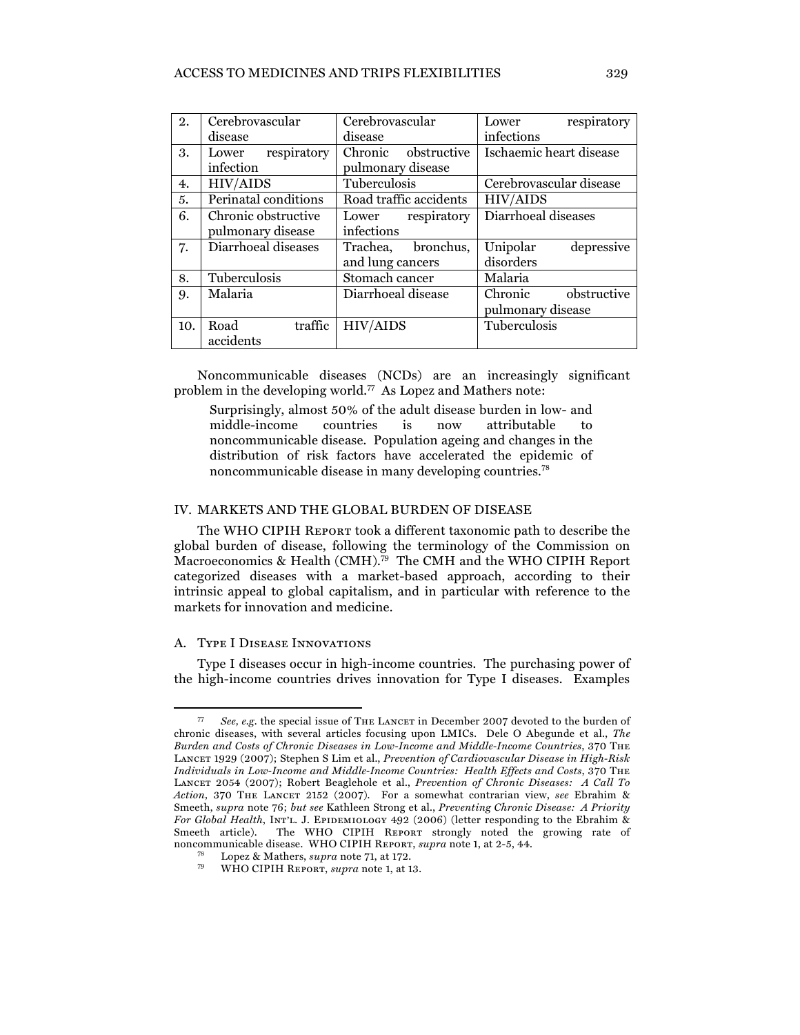| | | | |
|---|---|---|---|
| 2. | Cerebrovascular disease | Cerebrovascular disease | Lower respiratory infections |
| 3. | Lower respiratory infection | Chronic obstructive pulmonary disease | Ischaemic heart disease |
| 4. | HIV/AIDS | Tuberculosis | Cerebrovascular disease |
| 5. | Perinatal conditions | Road traffic accidents | HIV/AIDS |
| 6. | Chronic obstructive pulmonary disease | Lower respiratory infections | Diarrhoeal diseases |
| 7. | Diarrhoeal diseases | Trachea, bronchus, and lung cancers | Unipolar depressive disorders |
| 8. | Tuberculosis | Stomach cancer | Malaria |
| 9. | Malaria | Diarrhoeal disease | Chronic obstructive pulmonary disease |
| 10. | Road traffic accidents | HIV/AIDS | Tuberculosis |

Noncommunicable diseases (NCDs) are an increasingly significant problem in the developing world.[77] As Lopez and Mathers note:

> Surprisingly, almost 50% of the adult disease burden in low- and middle-income countries is now attributable to noncommunicable disease. Population ageing and changes in the distribution of risk factors have accelerated the epidemic of noncommunicable disease in many developing countries.[78]

## IV. MARKETS AND THE GLOBAL BURDEN OF DISEASE

The WHO CIPIH Report took a different taxonomic path to describe the global burden of disease, following the terminology of the Commission on Macroeconomics & Health (CMH).[79] The CMH and the WHO CIPIH Report categorized diseases with a market-based approach, according to their intrinsic appeal to global capitalism, and in particular with reference to the markets for innovation and medicine.

### A. Type I Disease Innovations

Type I diseases occur in high-income countries. The purchasing power of the high-income countries drives innovation for Type I diseases. Examples

---

[77] *See, e.g.* the special issue of The Lancet in December 2007 devoted to the burden of chronic diseases, with several articles focusing upon LMICs. Dele O Abegunde et al., *The Burden and Costs of Chronic Diseases in Low-Income and Middle-Income Countries*, 370 The Lancet 1929 (2007); Stephen S Lim et al., *Prevention of Cardiovascular Disease in High-Risk Individuals in Low-Income and Middle-Income Countries: Health Effects and Costs*, 370 The Lancet 2054 (2007); Robert Beaglehole et al., *Prevention of Chronic Diseases: A Call To Action*, 370 The Lancet 2152 (2007). For a somewhat contrarian view, *see* Ebrahim & Smeeth, *supra* note 76; *but see* Kathleen Strong et al., *Preventing Chronic Disease: A Priority For Global Health*, Int'l. J. Epidemiology 492 (2006) (letter responding to the Ebrahim & Smeeth article). The WHO CIPIH Report strongly noted the growing rate of noncommunicable disease. WHO CIPIH Report, *supra* note 1, at 2-5, 44.

[78] Lopez & Mathers, *supra* note 71, at 172.

[79] WHO CIPIH Report, *supra* note 1, at 13.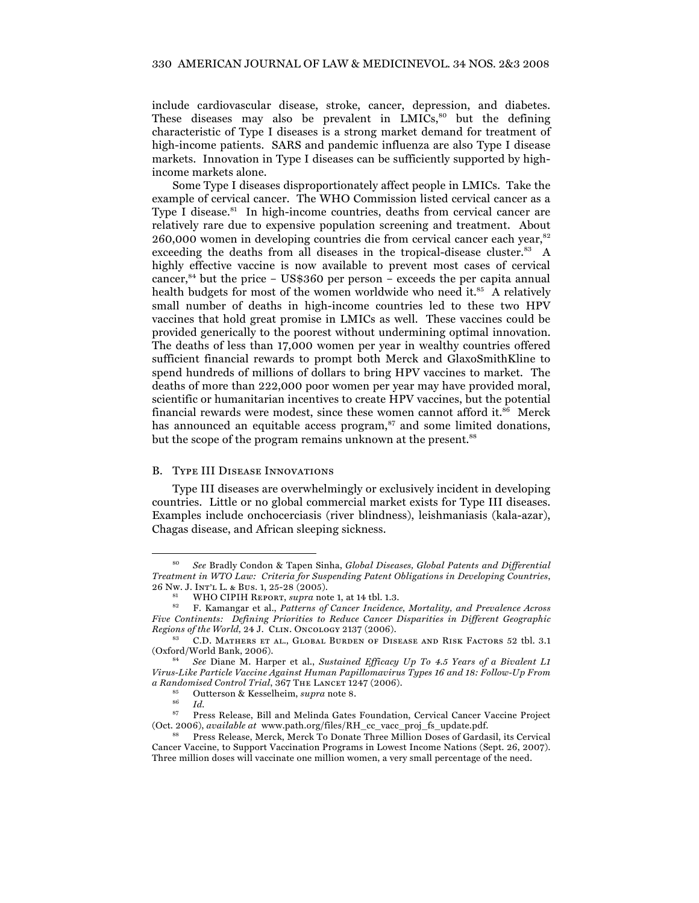include cardiovascular disease, stroke, cancer, depression, and diabetes. These diseases may also be prevalent in LMICs,[80] but the defining characteristic of Type I diseases is a strong market demand for treatment of high-income patients. SARS and pandemic influenza are also Type I disease markets. Innovation in Type I diseases can be sufficiently supported by high-income markets alone.

Some Type I diseases disproportionately affect people in LMICs. Take the example of cervical cancer. The WHO Commission listed cervical cancer as a Type I disease.[81] In high-income countries, deaths from cervical cancer are relatively rare due to expensive population screening and treatment. About 260,000 women in developing countries die from cervical cancer each year,[82] exceeding the deaths from all diseases in the tropical-disease cluster.[83] A highly effective vaccine is now available to prevent most cases of cervical cancer,[84] but the price – US$360 per person – exceeds the per capita annual health budgets for most of the women worldwide who need it.[85] A relatively small number of deaths in high-income countries led to these two HPV vaccines that hold great promise in LMICs as well. These vaccines could be provided generically to the poorest without undermining optimal innovation. The deaths of less than 17,000 women per year in wealthy countries offered sufficient financial rewards to prompt both Merck and GlaxoSmithKline to spend hundreds of millions of dollars to bring HPV vaccines to market. The deaths of more than 222,000 poor women per year may have provided moral, scientific or humanitarian incentives to create HPV vaccines, but the potential financial rewards were modest, since these women cannot afford it.[86] Merck has announced an equitable access program,[87] and some limited donations, but the scope of the program remains unknown at the present.[88]

## B. Type III Disease Innovations

Type III diseases are overwhelmingly or exclusively incident in developing countries. Little or no global commercial market exists for Type III diseases. Examples include onchocerciasis (river blindness), leishmaniasis (kala-azar), Chagas disease, and African sleeping sickness.

---

[80] *See* Bradly Condon & Tapen Sinha, *Global Diseases, Global Patents and Differential Treatment in WTO Law: Criteria for Suspending Patent Obligations in Developing Countries*, 26 Nw. J. Int'l L. & Bus. 1, 25-28 (2005).

[81] WHO CIPIH Report, *supra* note 1, at 14 tbl. 1.3.

[82] F. Kamangar et al., *Patterns of Cancer Incidence, Mortality, and Prevalence Across Five Continents: Defining Priorities to Reduce Cancer Disparities in Different Geographic Regions of the World*, 24 J. Clin. Oncology 2137 (2006).

[83] C.D. Mathers et al., Global Burden of Disease and Risk Factors 52 tbl. 3.1 (Oxford/World Bank, 2006).

[84] *See* Diane M. Harper et al., *Sustained Efficacy Up To 4.5 Years of a Bivalent L1 Virus-Like Particle Vaccine Against Human Papillomavirus Types 16 and 18: Follow-Up From a Randomised Control Trial*, 367 The Lancet 1247 (2006).

[85] Outterson & Kesselheim, *supra* note 8.

[86] *Id.*

[87] Press Release, Bill and Melinda Gates Foundation, Cervical Cancer Vaccine Project (Oct. 2006), *available at* www.path.org/files/RH_cc_vacc_proj_fs_update.pdf.

[88] Press Release, Merck, Merck To Donate Three Million Doses of Gardasil, its Cervical Cancer Vaccine, to Support Vaccination Programs in Lowest Income Nations (Sept. 26, 2007). Three million doses will vaccinate one million women, a very small percentage of the need.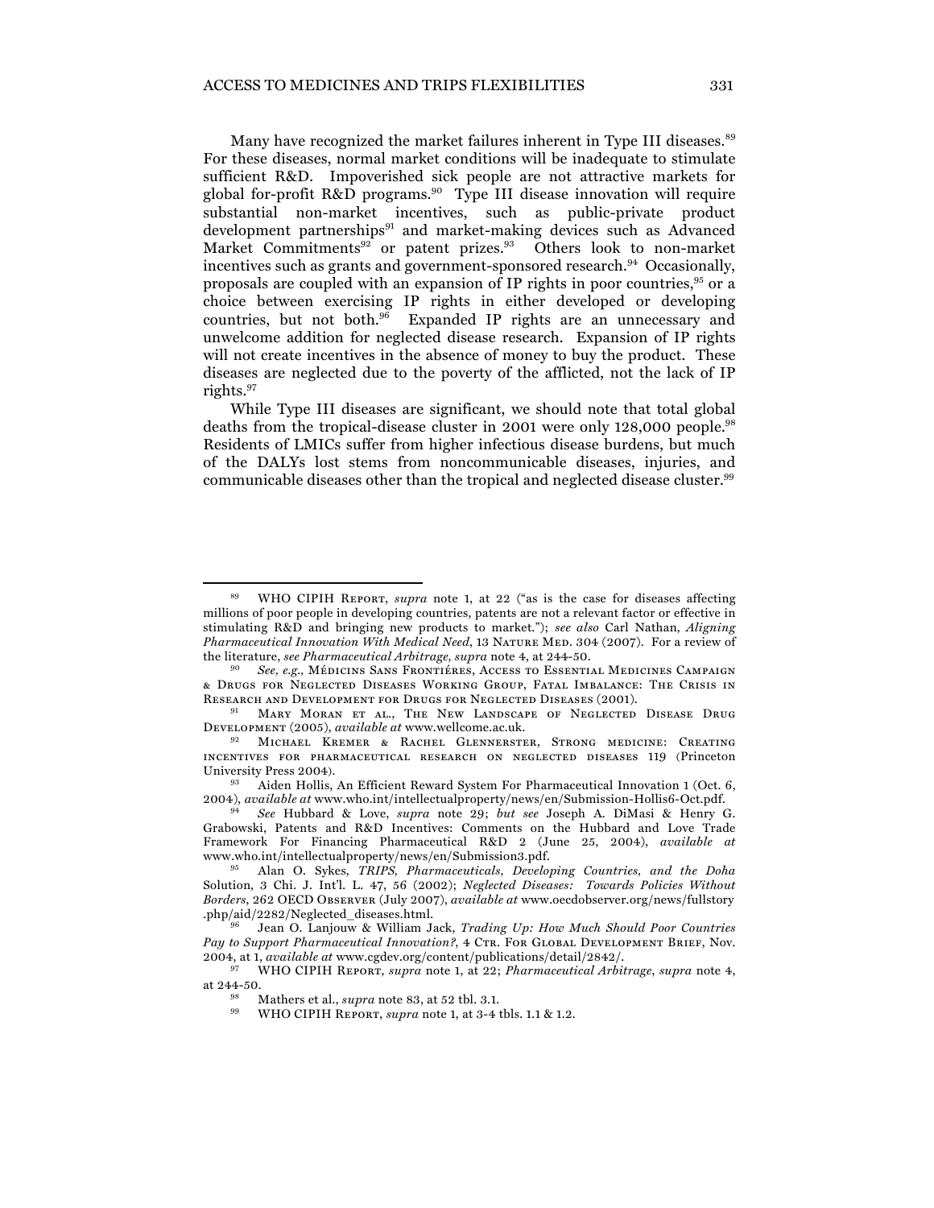Many have recognized the market failures inherent in Type III diseases.[89] For these diseases, normal market conditions will be inadequate to stimulate sufficient R&D. Impoverished sick people are not attractive markets for global for-profit R&D programs.[90] Type III disease innovation will require substantial non-market incentives, such as public-private product development partnerships[91] and market-making devices such as Advanced Market Commitments[92] or patent prizes.[93] Others look to non-market incentives such as grants and government-sponsored research.[94] Occasionally, proposals are coupled with an expansion of IP rights in poor countries,[95] or a choice between exercising IP rights in either developed or developing countries, but not both.[96] Expanded IP rights are an unnecessary and unwelcome addition for neglected disease research. Expansion of IP rights will not create incentives in the absence of money to buy the product. These diseases are neglected due to the poverty of the afflicted, not the lack of IP rights.[97]

While Type III diseases are significant, we should note that total global deaths from the tropical-disease cluster in 2001 were only 128,000 people.[98] Residents of LMICs suffer from higher infectious disease burdens, but much of the DALYs lost stems from noncommunicable diseases, injuries, and communicable diseases other than the tropical and neglected disease cluster.[99]

---

[89] WHO CIPIH Report, *supra* note 1, at 22 ("as is the case for diseases affecting millions of poor people in developing countries, patents are not a relevant factor or effective in stimulating R&D and bringing new products to market."); *see also* Carl Nathan, *Aligning Pharmaceutical Innovation With Medical Need*, 13 Nature Med. 304 (2007). For a review of the literature, *see Pharmaceutical Arbitrage*, *supra* note 4, at 244-50.

[90] *See, e.g.*, Médicins Sans Frontiéres, Access to Essential Medicines Campaign & Drugs for Neglected Diseases Working Group, Fatal Imbalance: The Crisis in Research and Development for Drugs for Neglected Diseases (2001).

[91] Mary Moran et al., The New Landscape of Neglected Disease Drug Development (2005), *available at* www.wellcome.ac.uk.

[92] Michael Kremer & Rachel Glennerster, Strong medicine: Creating incentives for pharmaceutical research on neglected diseases 119 (Princeton University Press 2004).

[93] Aiden Hollis, An Efficient Reward System For Pharmaceutical Innovation 1 (Oct. 6, 2004), *available at* www.who.int/intellectualproperty/news/en/Submission-Hollis6-Oct.pdf.

[94] *See* Hubbard & Love, *supra* note 29; *but see* Joseph A. DiMasi & Henry G. Grabowski, Patents and R&D Incentives: Comments on the Hubbard and Love Trade Framework For Financing Pharmaceutical R&D 2 (June 25, 2004), *available at* www.who.int/intellectualproperty/news/en/Submission3.pdf.

[95] Alan O. Sykes, *TRIPS, Pharmaceuticals, Developing Countries, and the Doha* Solution, 3 Chi. J. Int'l. L. 47, 56 (2002); *Neglected Diseases: Towards Policies Without Borders*, 262 OECD Observer (July 2007), *available at* www.oecdobserver.org/news/fullstory .php/aid/2282/Neglected_diseases.html.

[96] Jean O. Lanjouw & William Jack, *Trading Up: How Much Should Poor Countries Pay to Support Pharmaceutical Innovation?*, 4 Ctr. For Global Development Brief, Nov. 2004, at 1, *available at* www.cgdev.org/content/publications/detail/2842/.

[97] WHO CIPIH Report, *supra* note 1, at 22; *Pharmaceutical Arbitrage*, *supra* note 4, at 244-50.

[98] Mathers et al., *supra* note 83, at 52 tbl. 3.1.

[99] WHO CIPIH Report, *supra* note 1, at 3-4 tbls. 1.1 & 1.2.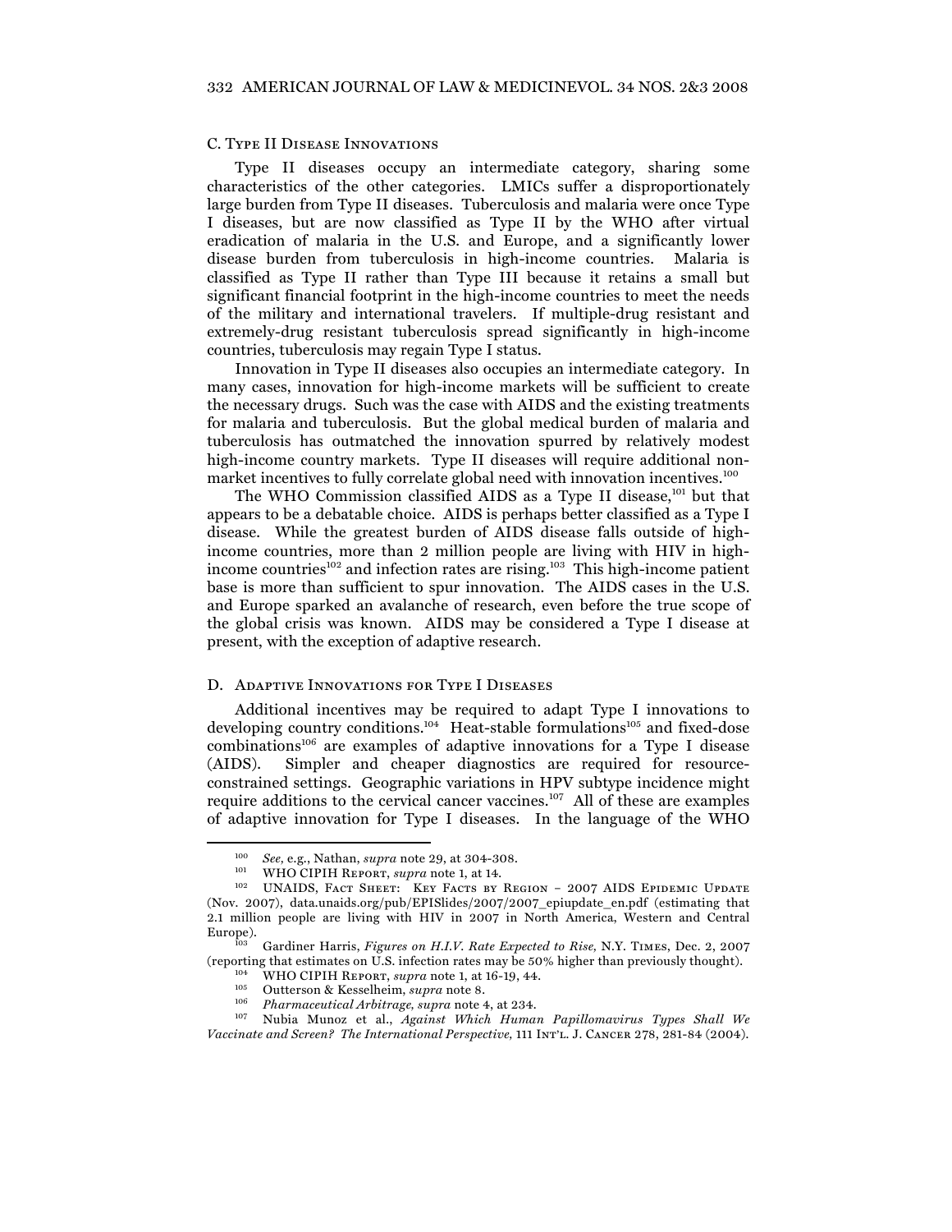### C. Type II Disease Innovations

Type II diseases occupy an intermediate category, sharing some characteristics of the other categories. LMICs suffer a disproportionately large burden from Type II diseases. Tuberculosis and malaria were once Type I diseases, but are now classified as Type II by the WHO after virtual eradication of malaria in the U.S. and Europe, and a significantly lower disease burden from tuberculosis in high-income countries. Malaria is classified as Type II rather than Type III because it retains a small but significant financial footprint in the high-income countries to meet the needs of the military and international travelers. If multiple-drug resistant and extremely-drug resistant tuberculosis spread significantly in high-income countries, tuberculosis may regain Type I status.

Innovation in Type II diseases also occupies an intermediate category. In many cases, innovation for high-income markets will be sufficient to create the necessary drugs. Such was the case with AIDS and the existing treatments for malaria and tuberculosis. But the global medical burden of malaria and tuberculosis has outmatched the innovation spurred by relatively modest high-income country markets. Type II diseases will require additional non-market incentives to fully correlate global need with innovation incentives.[100]

The WHO Commission classified AIDS as a Type II disease,[101] but that appears to be a debatable choice. AIDS is perhaps better classified as a Type I disease. While the greatest burden of AIDS disease falls outside of high-income countries, more than 2 million people are living with HIV in high-income countries[102] and infection rates are rising.[103] This high-income patient base is more than sufficient to spur innovation. The AIDS cases in the U.S. and Europe sparked an avalanche of research, even before the true scope of the global crisis was known. AIDS may be considered a Type I disease at present, with the exception of adaptive research.

### D. Adaptive Innovations for Type I Diseases

Additional incentives may be required to adapt Type I innovations to developing country conditions.[104] Heat-stable formulations[105] and fixed-dose combinations[106] are examples of adaptive innovations for a Type I disease (AIDS). Simpler and cheaper diagnostics are required for resource-constrained settings. Geographic variations in HPV subtype incidence might require additions to the cervical cancer vaccines.[107] All of these are examples of adaptive innovation for Type I diseases. In the language of the WHO

---

[100] *See,* e.g., Nathan, *supra* note 29, at 304-308.

[101] WHO CIPIH Report, *supra* note 1, at 14.

[102] UNAIDS, Fact Sheet: Key Facts by Region – 2007 AIDS Epidemic Update (Nov. 2007), data.unaids.org/pub/EPISlides/2007/2007_epiupdate_en.pdf (estimating that 2.1 million people are living with HIV in 2007 in North America, Western and Central Europe).

[103] Gardiner Harris, *Figures on H.I.V. Rate Expected to Rise,* N.Y. Times, Dec. 2, 2007 (reporting that estimates on U.S. infection rates may be 50% higher than previously thought).

[104] WHO CIPIH Report, *supra* note 1, at 16-19, 44.

[105] Outterson & Kesselheim, *supra* note 8.

[106] *Pharmaceutical Arbitrage, supra* note 4, at 234.

[107] Nubia Munoz et al., *Against Which Human Papillomavirus Types Shall We Vaccinate and Screen? The International Perspective,* 111 Int'l. J. Cancer 278, 281-84 (2004).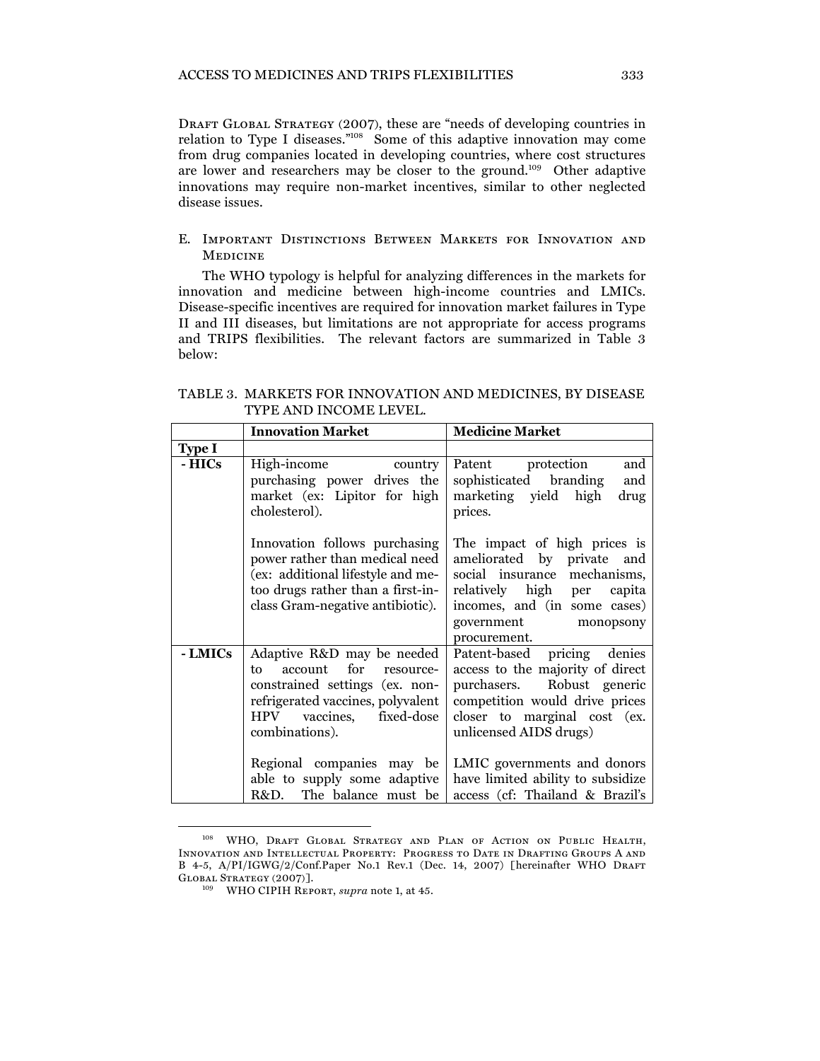DRAFT GLOBAL STRATEGY (2007), these are "needs of developing countries in relation to Type I diseases."[108] Some of this adaptive innovation may come from drug companies located in developing countries, where cost structures are lower and researchers may be closer to the ground.[109] Other adaptive innovations may require non-market incentives, similar to other neglected disease issues.

## E. Important Distinctions Between Markets for Innovation and Medicine

The WHO typology is helpful for analyzing differences in the markets for innovation and medicine between high-income countries and LMICs. Disease-specific incentives are required for innovation market failures in Type II and III diseases, but limitations are not appropriate for access programs and TRIPS flexibilities. The relevant factors are summarized in Table 3 below:

TABLE 3. MARKETS FOR INNOVATION AND MEDICINES, BY DISEASE TYPE AND INCOME LEVEL.

| | **Innovation Market** | **Medicine Market** |
|---|---|---|
| **Type I** | | |
| **- HICs** | High-income country purchasing power drives the market (ex: Lipitor for high cholesterol).<br><br>Innovation follows purchasing power rather than medical need (ex: additional lifestyle and me-too drugs rather than a first-in-class Gram-negative antibiotic). | Patent protection and sophisticated branding and marketing yield high drug prices.<br><br>The impact of high prices is ameliorated by private and social insurance mechanisms, relatively high per capita incomes, and (in some cases) government monopsony procurement. |
| **- LMICs** | Adaptive R&D may be needed to account for resource-constrained settings (ex. non-refrigerated vaccines, polyvalent HPV vaccines, fixed-dose combinations).<br><br>Regional companies may be able to supply some adaptive R&D. The balance must be | Patent-based pricing denies access to the majority of direct purchasers. Robust generic competition would drive prices closer to marginal cost (ex. unlicensed AIDS drugs)<br><br>LMIC governments and donors have limited ability to subsidize access (cf: Thailand & Brazil's |

[108] WHO, DRAFT GLOBAL STRATEGY AND PLAN OF ACTION ON PUBLIC HEALTH, INNOVATION AND INTELLECTUAL PROPERTY: PROGRESS TO DATE IN DRAFTING GROUPS A AND B 4-5, A/PI/IGWG/2/Conf.Paper No.1 Rev.1 (Dec. 14, 2007) [hereinafter WHO DRAFT GLOBAL STRATEGY (2007)].

[109] WHO CIPIH REPORT, *supra* note 1, at 45.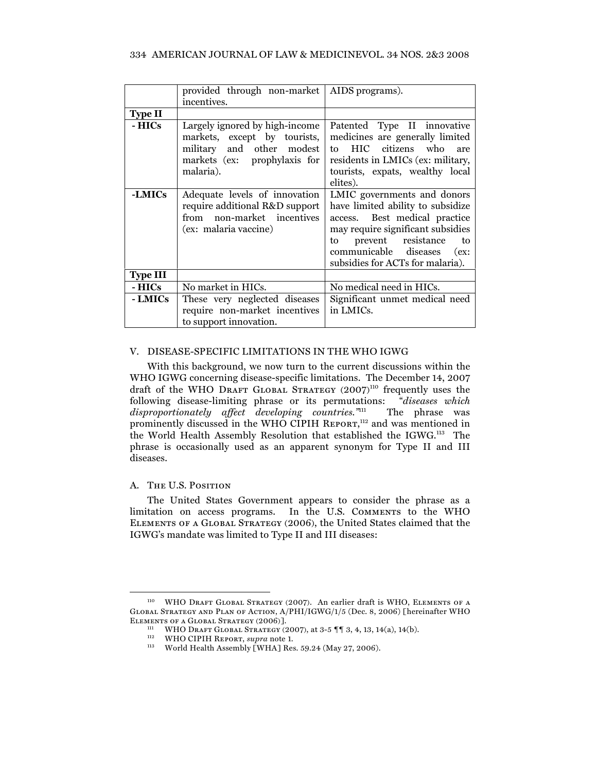| | provided through non-market incentives. | AIDS programs). |
|---|---|---|
| **Type II** | | |
| **- HICs** | Largely ignored by high-income markets, except by tourists, military and other modest markets (ex: prophylaxis for malaria). | Patented Type II innovative medicines are generally limited to HIC citizens who are residents in LMICs (ex: military, tourists, expats, wealthy local elites). |
| **-LMICs** | Adequate levels of innovation require additional R&D support from non-market incentives (ex: malaria vaccine) | LMIC governments and donors have limited ability to subsidize access. Best medical practice may require significant subsidies to prevent resistance to communicable diseases (ex: subsidies for ACTs for malaria). |
| **Type III** | | |
| **- HICs** | No market in HICs. | No medical need in HICs. |
| **- LMICs** | These very neglected diseases require non-market incentives to support innovation. | Significant unmet medical need in LMICs. |

## V. DISEASE-SPECIFIC LIMITATIONS IN THE WHO IGWG

With this background, we now turn to the current discussions within the WHO IGWG concerning disease-specific limitations. The December 14, 2007 draft of the WHO DRAFT GLOBAL STRATEGY (2007)[110] frequently uses the following disease-limiting phrase or its permutations: "*diseases which disproportionately affect developing countries.*"[111] The phrase was prominently discussed in the WHO CIPIH REPORT,[112] and was mentioned in the World Health Assembly Resolution that established the IGWG.[113] The phrase is occasionally used as an apparent synonym for Type II and III diseases.

### A. THE U.S. POSITION

The United States Government appears to consider the phrase as a limitation on access programs. In the U.S. COMMENTS to the WHO ELEMENTS OF A GLOBAL STRATEGY (2006), the United States claimed that the IGWG's mandate was limited to Type II and III diseases:

---

[110] WHO DRAFT GLOBAL STRATEGY (2007). An earlier draft is WHO, ELEMENTS OF A GLOBAL STRATEGY AND PLAN OF ACTION, A/PHI/IGWG/1/5 (Dec. 8, 2006) [hereinafter WHO ELEMENTS OF A GLOBAL STRATEGY (2006)].

[111] WHO DRAFT GLOBAL STRATEGY (2007), at 3-5 ¶¶ 3, 4, 13, 14(a), 14(b).

[112] WHO CIPIH REPORT, *supra* note 1.

[113] World Health Assembly [WHA] Res. 59.24 (May 27, 2006).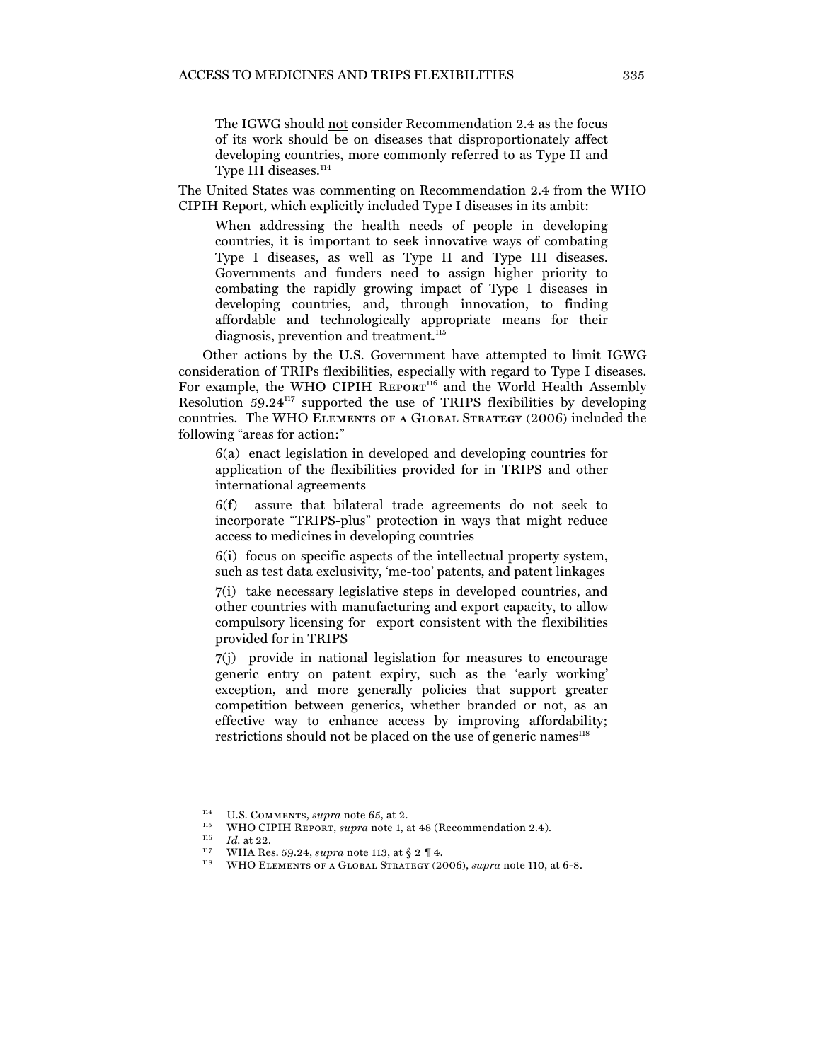> The IGWG should not consider Recommendation 2.4 as the focus of its work should be on diseases that disproportionately affect developing countries, more commonly referred to as Type II and Type III diseases.[114]

The United States was commenting on Recommendation 2.4 from the WHO CIPIH Report, which explicitly included Type I diseases in its ambit:

> When addressing the health needs of people in developing countries, it is important to seek innovative ways of combating Type I diseases, as well as Type II and Type III diseases. Governments and funders need to assign higher priority to combating the rapidly growing impact of Type I diseases in developing countries, and, through innovation, to finding affordable and technologically appropriate means for their diagnosis, prevention and treatment.[115]

Other actions by the U.S. Government have attempted to limit IGWG consideration of TRIPs flexibilities, especially with regard to Type I diseases. For example, the WHO CIPIH REPORT[116] and the World Health Assembly Resolution 59.24[117] supported the use of TRIPS flexibilities by developing countries. The WHO ELEMENTS OF A GLOBAL STRATEGY (2006) included the following "areas for action:"

> 6(a) enact legislation in developed and developing countries for application of the flexibilities provided for in TRIPS and other international agreements
>
> 6(f) assure that bilateral trade agreements do not seek to incorporate "TRIPS-plus" protection in ways that might reduce access to medicines in developing countries
>
> 6(i) focus on specific aspects of the intellectual property system, such as test data exclusivity, 'me-too' patents, and patent linkages
>
> 7(i) take necessary legislative steps in developed countries, and other countries with manufacturing and export capacity, to allow compulsory licensing for export consistent with the flexibilities provided for in TRIPS
>
> 7(j) provide in national legislation for measures to encourage generic entry on patent expiry, such as the 'early working' exception, and more generally policies that support greater competition between generics, whether branded or not, as an effective way to enhance access by improving affordability; restrictions should not be placed on the use of generic names[118]

---

[114] U.S. COMMENTS, *supra* note 65, at 2.

[115] WHO CIPIH REPORT, *supra* note 1, at 48 (Recommendation 2.4).

[116] *Id.* at 22.

[117] WHA Res. 59.24, *supra* note 113, at § 2 ¶ 4.

[118] WHO ELEMENTS OF A GLOBAL STRATEGY (2006), *supra* note 110, at 6-8.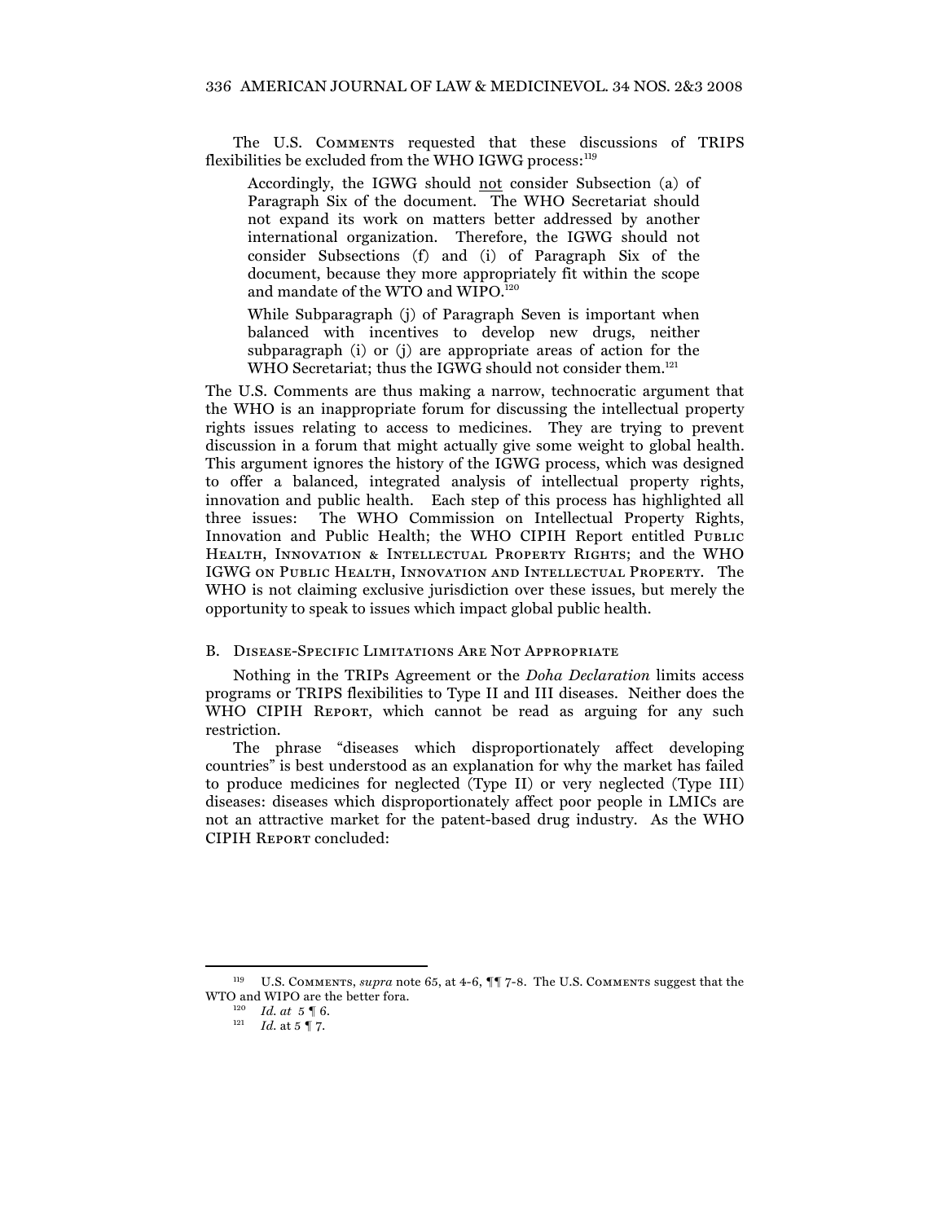The U.S. Comments requested that these discussions of TRIPS flexibilities be excluded from the WHO IGWG process:[119]

> Accordingly, the IGWG should not consider Subsection (a) of Paragraph Six of the document. The WHO Secretariat should not expand its work on matters better addressed by another international organization. Therefore, the IGWG should not consider Subsections (f) and (i) of Paragraph Six of the document, because they more appropriately fit within the scope and mandate of the WTO and WIPO.[120]
>
> While Subparagraph (j) of Paragraph Seven is important when balanced with incentives to develop new drugs, neither subparagraph (i) or (j) are appropriate areas of action for the WHO Secretariat; thus the IGWG should not consider them.[121]

The U.S. Comments are thus making a narrow, technocratic argument that the WHO is an inappropriate forum for discussing the intellectual property rights issues relating to access to medicines. They are trying to prevent discussion in a forum that might actually give some weight to global health. This argument ignores the history of the IGWG process, which was designed to offer a balanced, integrated analysis of intellectual property rights, innovation and public health. Each step of this process has highlighted all three issues: The WHO Commission on Intellectual Property Rights, Innovation and Public Health; the WHO CIPIH Report entitled Public Health, Innovation & Intellectual Property Rights; and the WHO IGWG on Public Health, Innovation and Intellectual Property. The WHO is not claiming exclusive jurisdiction over these issues, but merely the opportunity to speak to issues which impact global public health.

### B. Disease-Specific Limitations Are Not Appropriate

Nothing in the TRIPs Agreement or the *Doha Declaration* limits access programs or TRIPS flexibilities to Type II and III diseases. Neither does the WHO CIPIH Report, which cannot be read as arguing for any such restriction.

The phrase "diseases which disproportionately affect developing countries" is best understood as an explanation for why the market has failed to produce medicines for neglected (Type II) or very neglected (Type III) diseases: diseases which disproportionately affect poor people in LMICs are not an attractive market for the patent-based drug industry. As the WHO CIPIH Report concluded:

---

[119] U.S. Comments, *supra* note 65, at 4-6, ¶¶ 7-8. The U.S. Comments suggest that the WTO and WIPO are the better fora.

[120] *Id. at* 5 ¶ 6.

[121] *Id.* at 5 ¶ 7.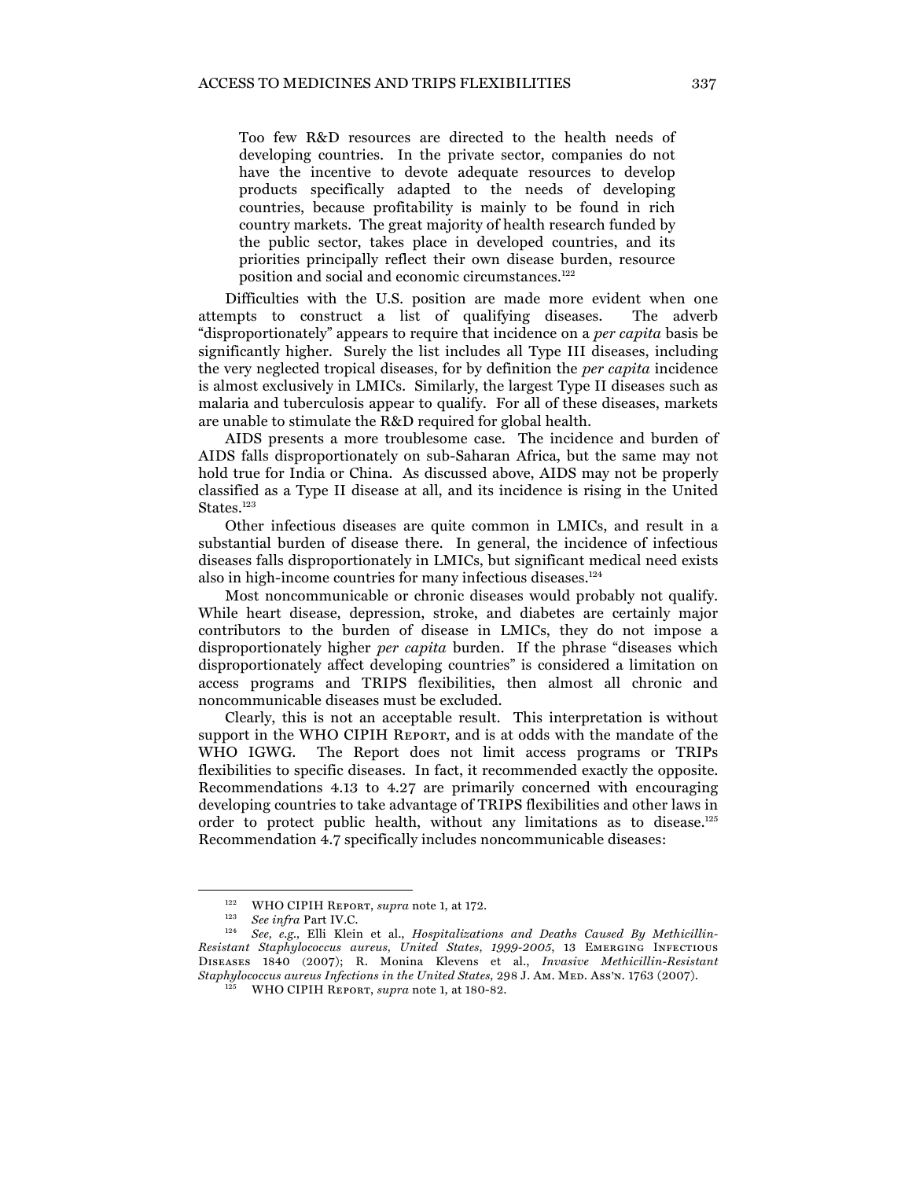> Too few R&D resources are directed to the health needs of developing countries. In the private sector, companies do not have the incentive to devote adequate resources to develop products specifically adapted to the needs of developing countries, because profitability is mainly to be found in rich country markets. The great majority of health research funded by the public sector, takes place in developed countries, and its priorities principally reflect their own disease burden, resource position and social and economic circumstances.[122]

Difficulties with the U.S. position are made more evident when one attempts to construct a list of qualifying diseases. The adverb "disproportionately" appears to require that incidence on a *per capita* basis be significantly higher. Surely the list includes all Type III diseases, including the very neglected tropical diseases, for by definition the *per capita* incidence is almost exclusively in LMICs. Similarly, the largest Type II diseases such as malaria and tuberculosis appear to qualify. For all of these diseases, markets are unable to stimulate the R&D required for global health.

AIDS presents a more troublesome case. The incidence and burden of AIDS falls disproportionately on sub-Saharan Africa, but the same may not hold true for India or China. As discussed above, AIDS may not be properly classified as a Type II disease at all, and its incidence is rising in the United States.[123]

Other infectious diseases are quite common in LMICs, and result in a substantial burden of disease there. In general, the incidence of infectious diseases falls disproportionately in LMICs, but significant medical need exists also in high-income countries for many infectious diseases.[124]

Most noncommunicable or chronic diseases would probably not qualify. While heart disease, depression, stroke, and diabetes are certainly major contributors to the burden of disease in LMICs, they do not impose a disproportionately higher *per capita* burden. If the phrase "diseases which disproportionately affect developing countries" is considered a limitation on access programs and TRIPS flexibilities, then almost all chronic and noncommunicable diseases must be excluded.

Clearly, this is not an acceptable result. This interpretation is without support in the WHO CIPIH REPORT, and is at odds with the mandate of the WHO IGWG. The Report does not limit access programs or TRIPs flexibilities to specific diseases. In fact, it recommended exactly the opposite. Recommendations 4.13 to 4.27 are primarily concerned with encouraging developing countries to take advantage of TRIPS flexibilities and other laws in order to protect public health, without any limitations as to disease.[125] Recommendation 4.7 specifically includes noncommunicable diseases:

---

[122] WHO CIPIH REPORT, *supra* note 1, at 172.

[123] *See infra* Part IV.C.

[124] *See, e.g.*, Elli Klein et al., *Hospitalizations and Deaths Caused By Methicillin-Resistant Staphylococcus aureus, United States, 1999-2005*, 13 EMERGING INFECTIOUS DISEASES 1840 (2007); R. Monina Klevens et al., *Invasive Methicillin-Resistant Staphylococcus aureus Infections in the United States,* 298 J. AM. MED. ASS'N. 1763 (2007).

[125] WHO CIPIH REPORT, *supra* note 1, at 180-82.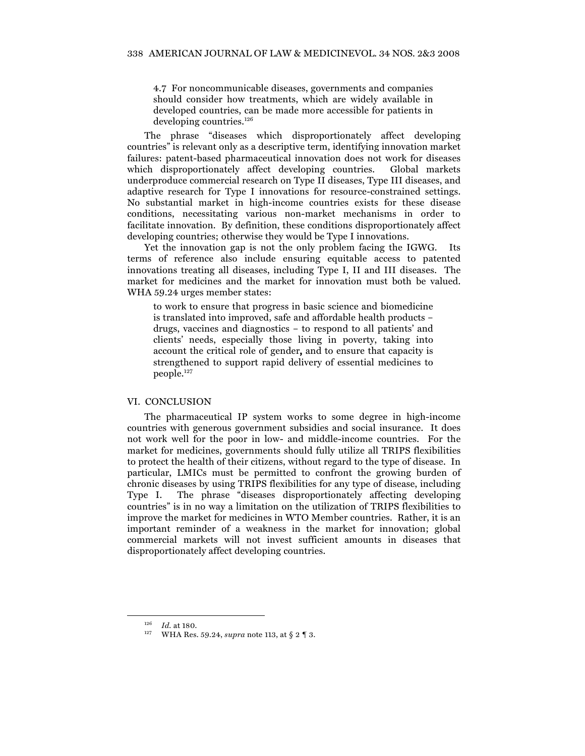> 4.7 For noncommunicable diseases, governments and companies should consider how treatments, which are widely available in developed countries, can be made more accessible for patients in developing countries.[126]

The phrase "diseases which disproportionately affect developing countries" is relevant only as a descriptive term, identifying innovation market failures: patent-based pharmaceutical innovation does not work for diseases which disproportionately affect developing countries. Global markets underproduce commercial research on Type II diseases, Type III diseases, and adaptive research for Type I innovations for resource-constrained settings. No substantial market in high-income countries exists for these disease conditions, necessitating various non-market mechanisms in order to facilitate innovation. By definition, these conditions disproportionately affect developing countries; otherwise they would be Type I innovations.

Yet the innovation gap is not the only problem facing the IGWG. Its terms of reference also include ensuring equitable access to patented innovations treating all diseases, including Type I, II and III diseases. The market for medicines and the market for innovation must both be valued. WHA 59.24 urges member states:

> to work to ensure that progress in basic science and biomedicine is translated into improved, safe and affordable health products – drugs, vaccines and diagnostics – to respond to all patients' and clients' needs, especially those living in poverty, taking into account the critical role of gender**,** and to ensure that capacity is strengthened to support rapid delivery of essential medicines to people.[127]

## VI. CONCLUSION

The pharmaceutical IP system works to some degree in high-income countries with generous government subsidies and social insurance. It does not work well for the poor in low- and middle-income countries. For the market for medicines, governments should fully utilize all TRIPS flexibilities to protect the health of their citizens, without regard to the type of disease. In particular, LMICs must be permitted to confront the growing burden of chronic diseases by using TRIPS flexibilities for any type of disease, including Type I. The phrase "diseases disproportionately affecting developing countries" is in no way a limitation on the utilization of TRIPS flexibilities to improve the market for medicines in WTO Member countries. Rather, it is an important reminder of a weakness in the market for innovation; global commercial markets will not invest sufficient amounts in diseases that disproportionately affect developing countries.

---

[126] *Id.* at 180.

[127] WHA Res. 59.24, *supra* note 113, at § 2 ¶ 3.